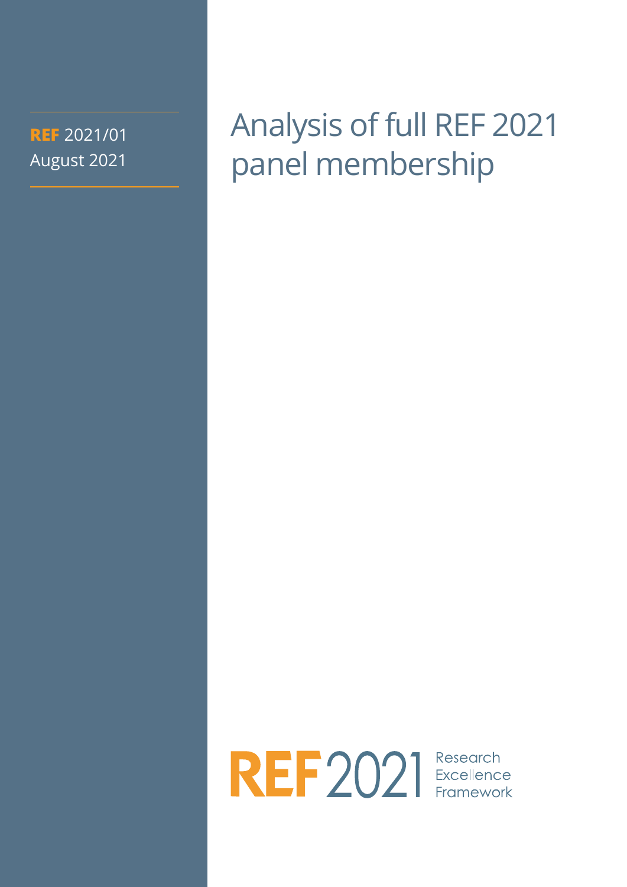**REF** 2021/01
August 2021

# Analysis of full REF 2021 panel membership

REF 2021 Research Excellence Framework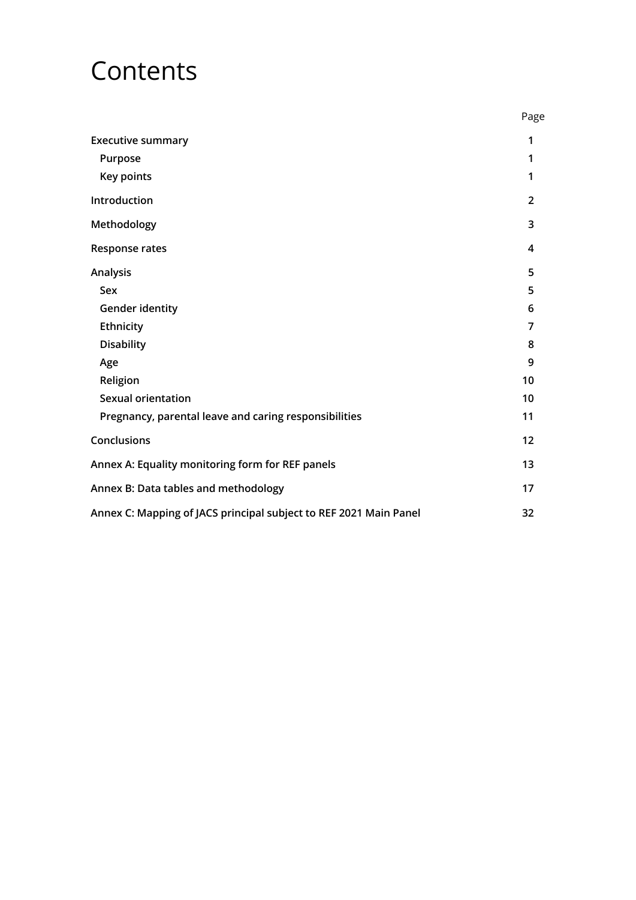# Contents

| | Page |
|---|---|
| **Executive summary** | **1** |
| **Purpose** | **1** |
| **Key points** | **1** |
| **Introduction** | **2** |
| **Methodology** | **3** |
| **Response rates** | **4** |
| **Analysis** | **5** |
| **Sex** | **5** |
| **Gender identity** | **6** |
| **Ethnicity** | **7** |
| **Disability** | **8** |
| **Age** | **9** |
| **Religion** | **10** |
| **Sexual orientation** | **10** |
| **Pregnancy, parental leave and caring responsibilities** | **11** |
| **Conclusions** | **12** |
| **Annex A: Equality monitoring form for REF panels** | **13** |
| **Annex B: Data tables and methodology** | **17** |
| **Annex C: Mapping of JACS principal subject to REF 2021 Main Panel** | **32** |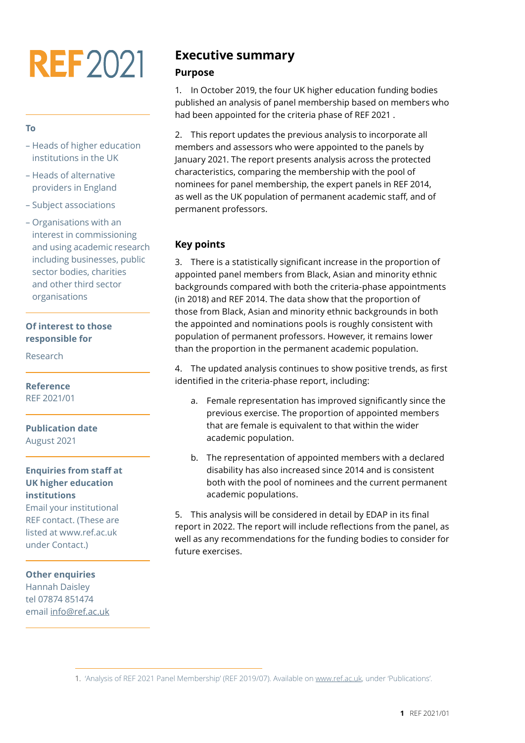# REF 2021

**To**

- Heads of higher education institutions in the UK
- Heads of alternative providers in England
- Subject associations
- Organisations with an interest in commissioning and using academic research including businesses, public sector bodies, charities and other third sector organisations

**Of interest to those responsible for**

Research

**Reference**
REF 2021/01

**Publication date**
August 2021

**Enquiries from staff at UK higher education institutions**
Email your institutional REF contact. (These are listed at www.ref.ac.uk under Contact.)

**Other enquiries**
Hannah Daisley
tel 07874 851474
email info@ref.ac.uk

## Executive summary

### Purpose

1. In October 2019, the four UK higher education funding bodies published an analysis of panel membership based on members who had been appointed for the criteria phase of REF 2021 .

2. This report updates the previous analysis to incorporate all members and assessors who were appointed to the panels by January 2021. The report presents analysis across the protected characteristics, comparing the membership with the pool of nominees for panel membership, the expert panels in REF 2014, as well as the UK population of permanent academic staff, and of permanent professors.

### Key points

3. There is a statistically significant increase in the proportion of appointed panel members from Black, Asian and minority ethnic backgrounds compared with both the criteria-phase appointments (in 2018) and REF 2014. The data show that the proportion of those from Black, Asian and minority ethnic backgrounds in both the appointed and nominations pools is roughly consistent with population of permanent professors. However, it remains lower than the proportion in the permanent academic population.

4. The updated analysis continues to show positive trends, as first identified in the criteria-phase report, including:

   a. Female representation has improved significantly since the previous exercise. The proportion of appointed members that are female is equivalent to that within the wider academic population.

   b. The representation of appointed members with a declared disability has also increased since 2014 and is consistent both with the pool of nominees and the current permanent academic populations.

5. This analysis will be considered in detail by EDAP in its final report in 2022. The report will include reflections from the panel, as well as any recommendations for the funding bodies to consider for future exercises.

1. 'Analysis of REF 2021 Panel Membership' (REF 2019/07). Available on www.ref.ac.uk, under 'Publications'.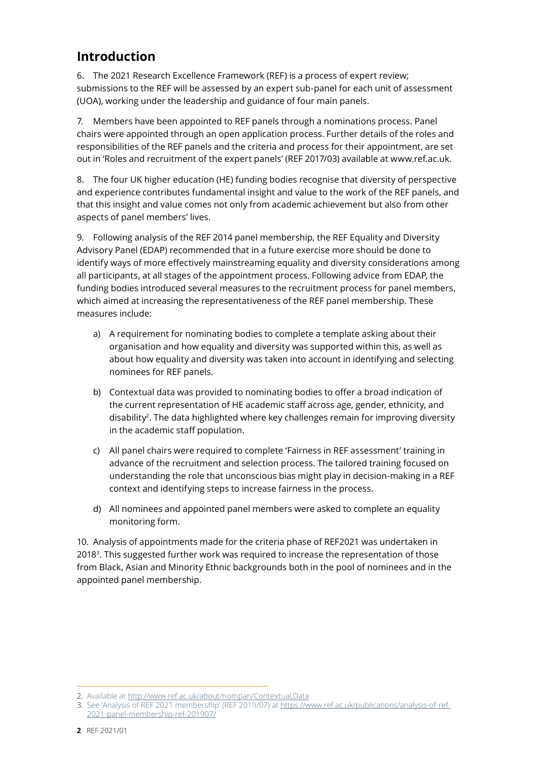## Introduction

6. The 2021 Research Excellence Framework (REF) is a process of expert review; submissions to the REF will be assessed by an expert sub-panel for each unit of assessment (UOA), working under the leadership and guidance of four main panels.

7. Members have been appointed to REF panels through a nominations process. Panel chairs were appointed through an open application process. Further details of the roles and responsibilities of the REF panels and the criteria and process for their appointment, are set out in 'Roles and recruitment of the expert panels' (REF 2017/03) available at www.ref.ac.uk.

8. The four UK higher education (HE) funding bodies recognise that diversity of perspective and experience contributes fundamental insight and value to the work of the REF panels, and that this insight and value comes not only from academic achievement but also from other aspects of panel members' lives.

9. Following analysis of the REF 2014 panel membership, the REF Equality and Diversity Advisory Panel (EDAP) recommended that in a future exercise more should be done to identify ways of more effectively mainstreaming equality and diversity considerations among all participants, at all stages of the appointment process. Following advice from EDAP, the funding bodies introduced several measures to the recruitment process for panel members, which aimed at increasing the representativeness of the REF panel membership. These measures include:

a) A requirement for nominating bodies to complete a template asking about their organisation and how equality and diversity was supported within this, as well as about how equality and diversity was taken into account in identifying and selecting nominees for REF panels.

b) Contextual data was provided to nominating bodies to offer a broad indication of the current representation of HE academic staff across age, gender, ethnicity, and disability[2]. The data highlighted where key challenges remain for improving diversity in the academic staff population.

c) All panel chairs were required to complete 'Fairness in REF assessment' training in advance of the recruitment and selection process. The tailored training focused on understanding the role that unconscious bias might play in decision-making in a REF context and identifying steps to increase fairness in the process.

d) All nominees and appointed panel members were asked to complete an equality monitoring form.

10. Analysis of appointments made for the criteria phase of REF2021 was undertaken in 2018[3]. This suggested further work was required to increase the representation of those from Black, Asian and Minority Ethnic backgrounds both in the pool of nominees and in the appointed panel membership.

---

2. Available at http://www.ref.ac.uk/about/nompan/Contextual,Data.
3. See 'Analysis of REF 2021 membership' (REF 2019/07) at https://www.ref.ac.uk/publications/analysis-of-ref-2021-panel-membership-ref-201907/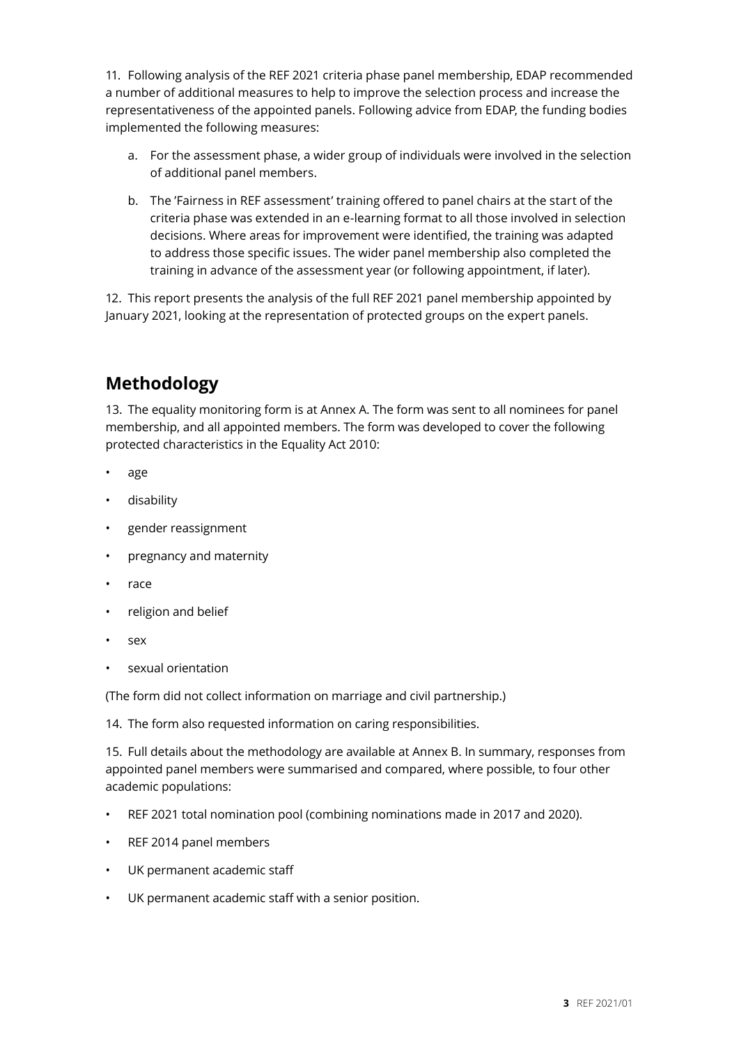11. Following analysis of the REF 2021 criteria phase panel membership, EDAP recommended a number of additional measures to help to improve the selection process and increase the representativeness of the appointed panels. Following advice from EDAP, the funding bodies implemented the following measures:

a. For the assessment phase, a wider group of individuals were involved in the selection of additional panel members.

b. The 'Fairness in REF assessment' training offered to panel chairs at the start of the criteria phase was extended in an e-learning format to all those involved in selection decisions. Where areas for improvement were identified, the training was adapted to address those specific issues. The wider panel membership also completed the training in advance of the assessment year (or following appointment, if later).

12. This report presents the analysis of the full REF 2021 panel membership appointed by January 2021, looking at the representation of protected groups on the expert panels.

## Methodology

13. The equality monitoring form is at Annex A. The form was sent to all nominees for panel membership, and all appointed members. The form was developed to cover the following protected characteristics in the Equality Act 2010:

- age
- disability
- gender reassignment
- pregnancy and maternity
- race
- religion and belief
- sex
- sexual orientation

(The form did not collect information on marriage and civil partnership.)

14. The form also requested information on caring responsibilities.

15. Full details about the methodology are available at Annex B. In summary, responses from appointed panel members were summarised and compared, where possible, to four other academic populations:

- REF 2021 total nomination pool (combining nominations made in 2017 and 2020).
- REF 2014 panel members
- UK permanent academic staff
- UK permanent academic staff with a senior position.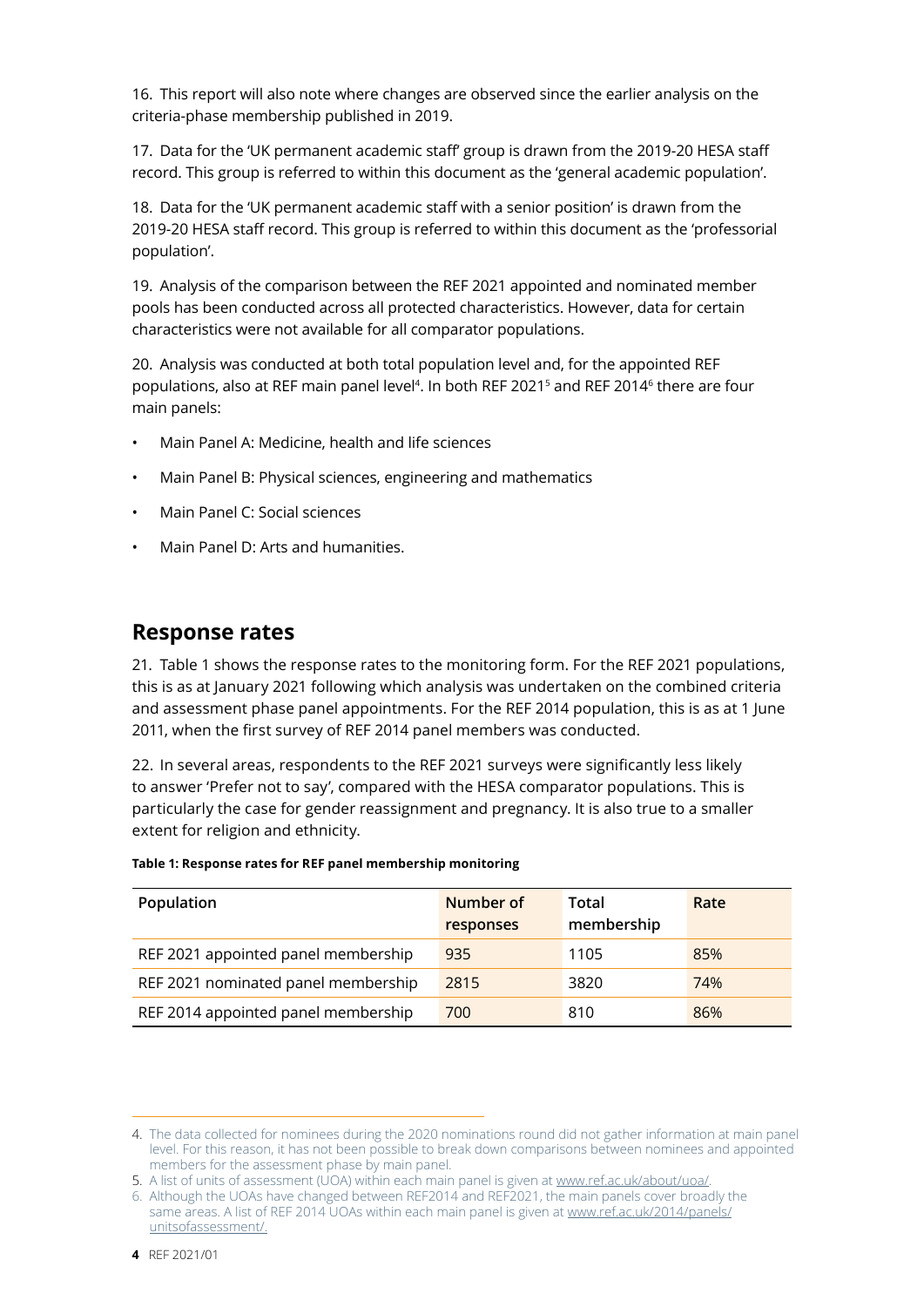16. This report will also note where changes are observed since the earlier analysis on the criteria-phase membership published in 2019.

17. Data for the 'UK permanent academic staff' group is drawn from the 2019-20 HESA staff record. This group is referred to within this document as the 'general academic population'.

18. Data for the 'UK permanent academic staff with a senior position' is drawn from the 2019-20 HESA staff record. This group is referred to within this document as the 'professorial population'.

19. Analysis of the comparison between the REF 2021 appointed and nominated member pools has been conducted across all protected characteristics. However, data for certain characteristics were not available for all comparator populations.

20. Analysis was conducted at both total population level and, for the appointed REF populations, also at REF main panel level[4]. In both REF 2021[5] and REF 2014[6] there are four main panels:

- Main Panel A: Medicine, health and life sciences
- Main Panel B: Physical sciences, engineering and mathematics
- Main Panel C: Social sciences
- Main Panel D: Arts and humanities.

## Response rates

21. Table 1 shows the response rates to the monitoring form. For the REF 2021 populations, this is as at January 2021 following which analysis was undertaken on the combined criteria and assessment phase panel appointments. For the REF 2014 population, this is as at 1 June 2011, when the first survey of REF 2014 panel members was conducted.

22. In several areas, respondents to the REF 2021 surveys were significantly less likely to answer 'Prefer not to say', compared with the HESA comparator populations. This is particularly the case for gender reassignment and pregnancy. It is also true to a smaller extent for religion and ethnicity.

**Table 1: Response rates for REF panel membership monitoring**

| Population | Number of responses | Total membership | Rate |
|---|---|---|---|
| REF 2021 appointed panel membership | 935 | 1105 | 85% |
| REF 2021 nominated panel membership | 2815 | 3820 | 74% |
| REF 2014 appointed panel membership | 700 | 810 | 86% |

4. The data collected for nominees during the 2020 nominations round did not gather information at main panel level. For this reason, it has not been possible to break down comparisons between nominees and appointed members for the assessment phase by main panel.

5. A list of units of assessment (UOA) within each main panel is given at www.ref.ac.uk/about/uoa/.

6. Although the UOAs have changed between REF2014 and REF2021, the main panels cover broadly the same areas. A list of REF 2014 UOAs within each main panel is given at www.ref.ac.uk/2014/panels/unitsofassessment/.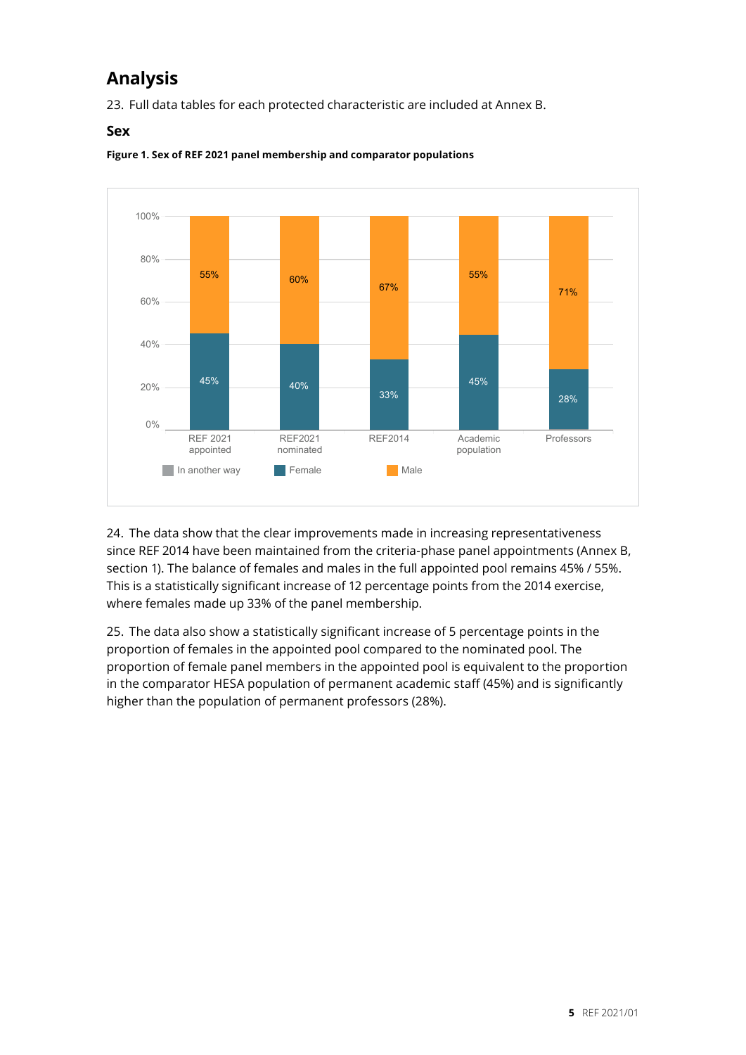## Analysis

23. Full data tables for each protected characteristic are included at Annex B.

### Sex

**Figure 1. Sex of REF 2021 panel membership and comparator populations**

| | REF 2021 appointed | REF2021 nominated | REF2014 | Academic population | Professors |
|---|---|---|---|---|---|
| Male | 55% | 60% | 67% | 55% | 71% |
| Female | 45% | 40% | 33% | 45% | 28% |

Legend: In another way, Female, Male

24. The data show that the clear improvements made in increasing representativeness since REF 2014 have been maintained from the criteria-phase panel appointments (Annex B, section 1). The balance of females and males in the full appointed pool remains 45% / 55%. This is a statistically significant increase of 12 percentage points from the 2014 exercise, where females made up 33% of the panel membership.

25. The data also show a statistically significant increase of 5 percentage points in the proportion of females in the appointed pool compared to the nominated pool. The proportion of female panel members in the appointed pool is equivalent to the proportion in the comparator HESA population of permanent academic staff (45%) and is significantly higher than the population of permanent professors (28%).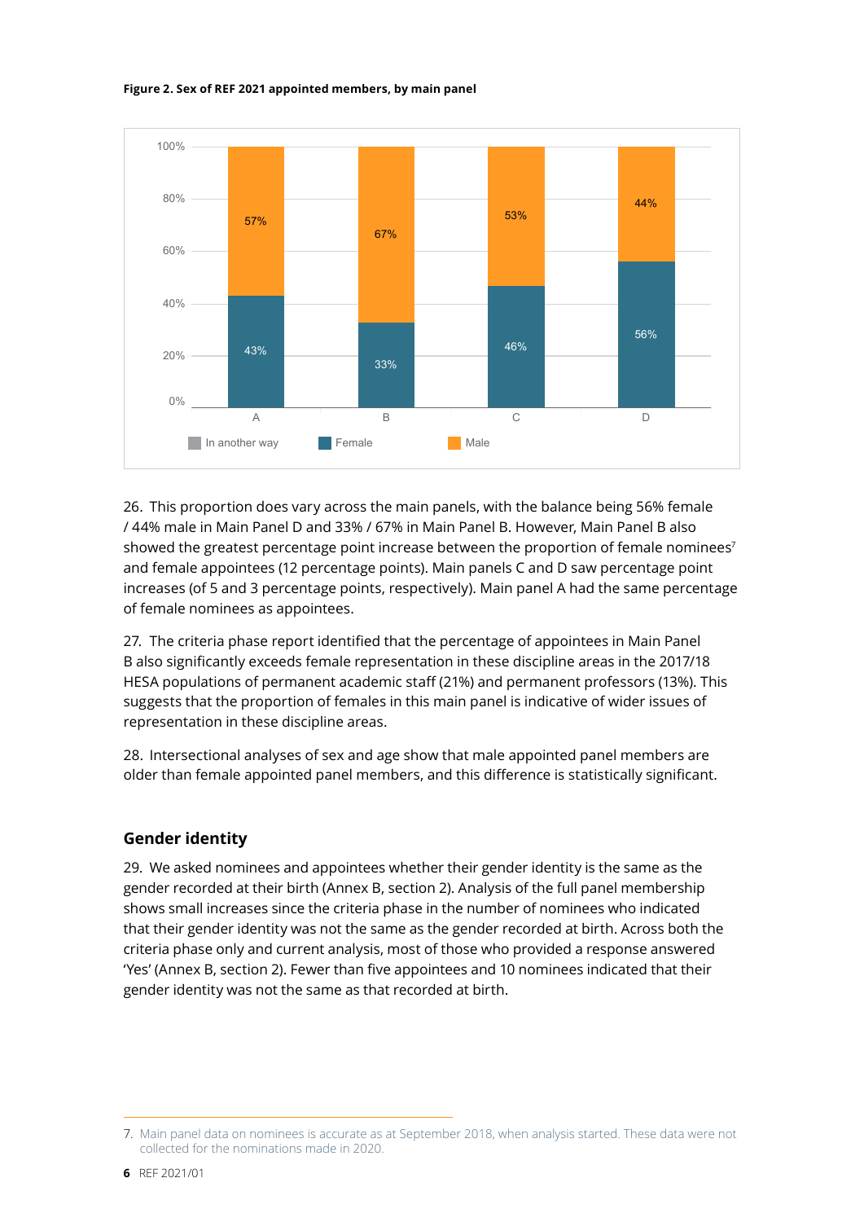**Figure 2. Sex of REF 2021 appointed members, by main panel**

| Main panel | In another way | Female | Male |
|---|---|---|---|
| A | | 43% | 57% |
| B | | 33% | 67% |
| C | | 46% | 53% |
| D | | 56% | 44% |

26. This proportion does vary across the main panels, with the balance being 56% female / 44% male in Main Panel D and 33% / 67% in Main Panel B. However, Main Panel B also showed the greatest percentage point increase between the proportion of female nominees[7] and female appointees (12 percentage points). Main panels C and D saw percentage point increases (of 5 and 3 percentage points, respectively). Main panel A had the same percentage of female nominees as appointees.

27. The criteria phase report identified that the percentage of appointees in Main Panel B also significantly exceeds female representation in these discipline areas in the 2017/18 HESA populations of permanent academic staff (21%) and permanent professors (13%). This suggests that the proportion of females in this main panel is indicative of wider issues of representation in these discipline areas.

28. Intersectional analyses of sex and age show that male appointed panel members are older than female appointed panel members, and this difference is statistically significant.

## Gender identity

29. We asked nominees and appointees whether their gender identity is the same as the gender recorded at their birth (Annex B, section 2). Analysis of the full panel membership shows small increases since the criteria phase in the number of nominees who indicated that their gender identity was not the same as the gender recorded at birth. Across both the criteria phase only and current analysis, most of those who provided a response answered 'Yes' (Annex B, section 2). Fewer than five appointees and 10 nominees indicated that their gender identity was not the same as that recorded at birth.

7. Main panel data on nominees is accurate as at September 2018, when analysis started. These data were not collected for the nominations made in 2020.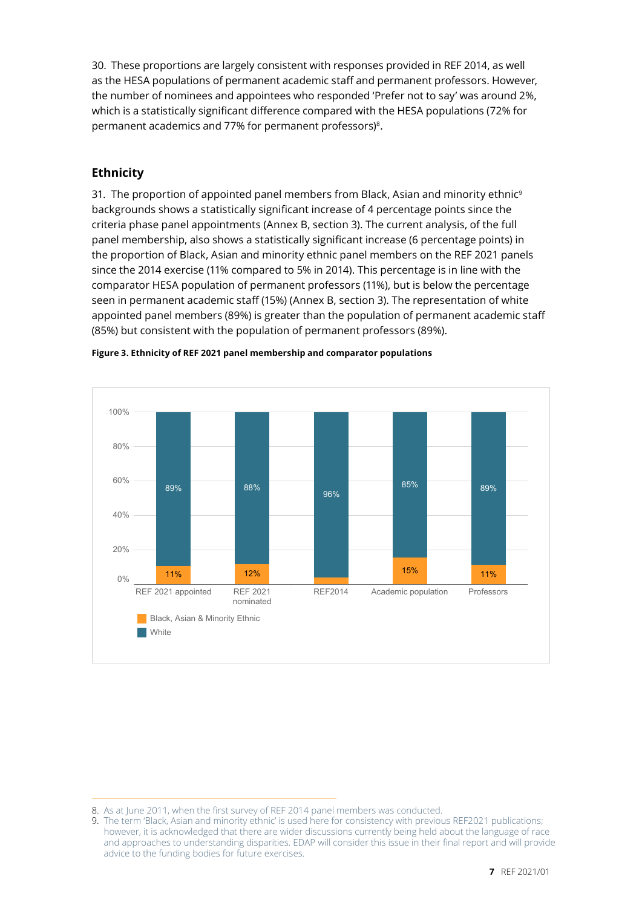30. These proportions are largely consistent with responses provided in REF 2014, as well as the HESA populations of permanent academic staff and permanent professors. However, the number of nominees and appointees who responded 'Prefer not to say' was around 2%, which is a statistically significant difference compared with the HESA populations (72% for permanent academics and 77% for permanent professors)[8].

## Ethnicity

31. The proportion of appointed panel members from Black, Asian and minority ethnic[9] backgrounds shows a statistically significant increase of 4 percentage points since the criteria phase panel appointments (Annex B, section 3). The current analysis, of the full panel membership, also shows a statistically significant increase (6 percentage points) in the proportion of Black, Asian and minority ethnic panel members on the REF 2021 panels since the 2014 exercise (11% compared to 5% in 2014). This percentage is in line with the comparator HESA population of permanent professors (11%), but is below the percentage seen in permanent academic staff (15%) (Annex B, section 3). The representation of white appointed panel members (89%) is greater than the population of permanent academic staff (85%) but consistent with the population of permanent professors (89%).

**Figure 3. Ethnicity of REF 2021 panel membership and comparator populations**

| | REF 2021 appointed | REF 2021 nominated | REF2014 | Academic population | Professors |
|---|---|---|---|---|---|
| Black, Asian & Minority Ethnic | 11% | 12% | | 15% | 11% |
| White | 89% | 88% | 96% | 85% | 89% |

---

8. As at June 2011, when the first survey of REF 2014 panel members was conducted.
9. The term 'Black, Asian and minority ethnic' is used here for consistency with previous REF2021 publications; however, it is acknowledged that there are wider discussions currently being held about the language of race and approaches to understanding disparities. EDAP will consider this issue in their final report and will provide advice to the funding bodies for future exercises.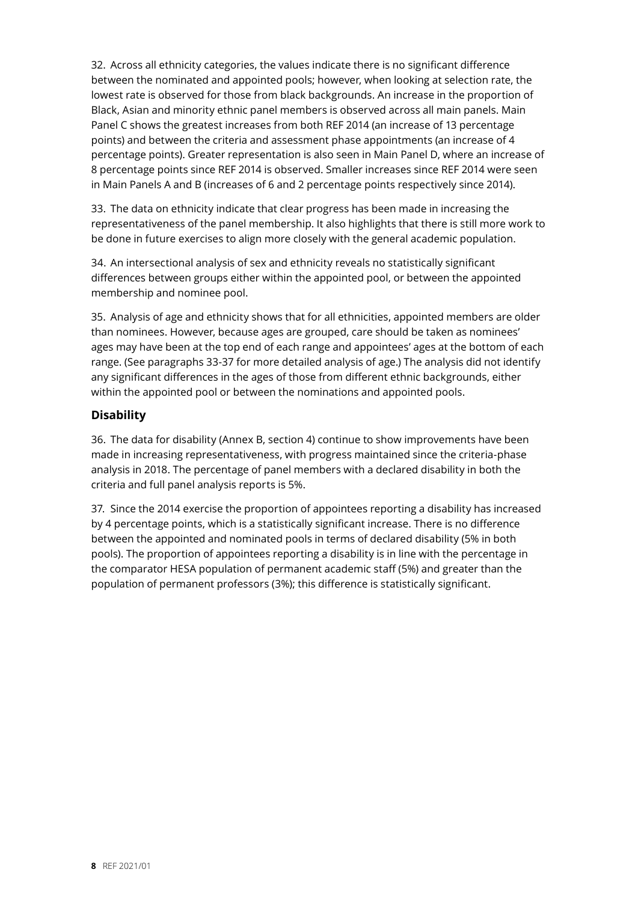32. Across all ethnicity categories, the values indicate there is no significant difference between the nominated and appointed pools; however, when looking at selection rate, the lowest rate is observed for those from black backgrounds. An increase in the proportion of Black, Asian and minority ethnic panel members is observed across all main panels. Main Panel C shows the greatest increases from both REF 2014 (an increase of 13 percentage points) and between the criteria and assessment phase appointments (an increase of 4 percentage points). Greater representation is also seen in Main Panel D, where an increase of 8 percentage points since REF 2014 is observed. Smaller increases since REF 2014 were seen in Main Panels A and B (increases of 6 and 2 percentage points respectively since 2014).

33. The data on ethnicity indicate that clear progress has been made in increasing the representativeness of the panel membership. It also highlights that there is still more work to be done in future exercises to align more closely with the general academic population.

34. An intersectional analysis of sex and ethnicity reveals no statistically significant differences between groups either within the appointed pool, or between the appointed membership and nominee pool.

35. Analysis of age and ethnicity shows that for all ethnicities, appointed members are older than nominees. However, because ages are grouped, care should be taken as nominees' ages may have been at the top end of each range and appointees' ages at the bottom of each range. (See paragraphs 33-37 for more detailed analysis of age.) The analysis did not identify any significant differences in the ages of those from different ethnic backgrounds, either within the appointed pool or between the nominations and appointed pools.

## Disability

36. The data for disability (Annex B, section 4) continue to show improvements have been made in increasing representativeness, with progress maintained since the criteria-phase analysis in 2018. The percentage of panel members with a declared disability in both the criteria and full panel analysis reports is 5%.

37. Since the 2014 exercise the proportion of appointees reporting a disability has increased by 4 percentage points, which is a statistically significant increase. There is no difference between the appointed and nominated pools in terms of declared disability (5% in both pools). The proportion of appointees reporting a disability is in line with the percentage in the comparator HESA population of permanent academic staff (5%) and greater than the population of permanent professors (3%); this difference is statistically significant.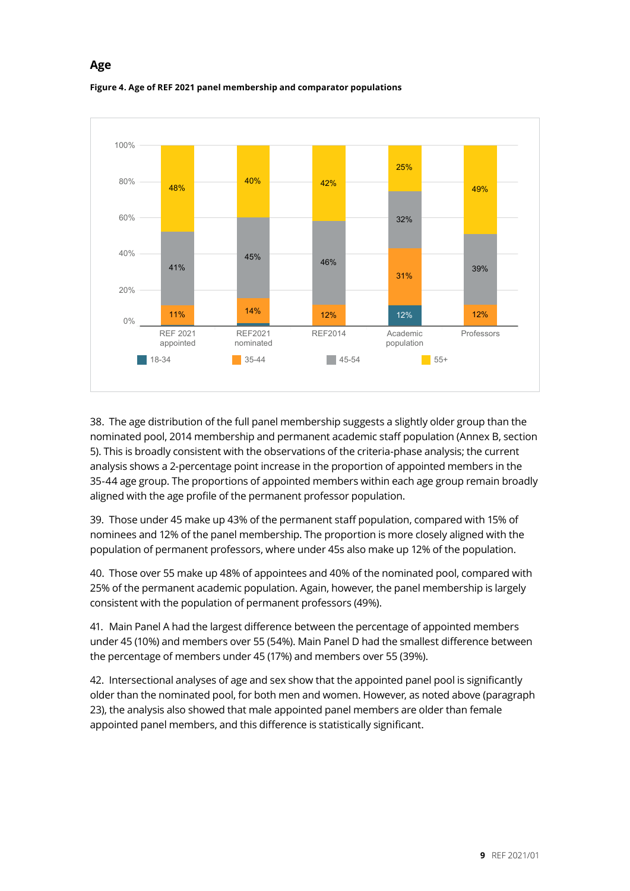## Age

**Figure 4. Age of REF 2021 panel membership and comparator populations**

| | REF 2021 appointed | REF2021 nominated | REF2014 | Academic population | Professors |
|---|---|---|---|---|---|
| 18-34 | | | | 12% | |
| 35-44 | 11% | 14% | 12% | 31% | 12% |
| 45-54 | 41% | 45% | 46% | 32% | 39% |
| 55+ | 48% | 40% | 42% | 25% | 49% |

38. The age distribution of the full panel membership suggests a slightly older group than the nominated pool, 2014 membership and permanent academic staff population (Annex B, section 5). This is broadly consistent with the observations of the criteria-phase analysis; the current analysis shows a 2-percentage point increase in the proportion of appointed members in the 35-44 age group. The proportions of appointed members within each age group remain broadly aligned with the age profile of the permanent professor population.

39. Those under 45 make up 43% of the permanent staff population, compared with 15% of nominees and 12% of the panel membership. The proportion is more closely aligned with the population of permanent professors, where under 45s also make up 12% of the population.

40. Those over 55 make up 48% of appointees and 40% of the nominated pool, compared with 25% of the permanent academic population. Again, however, the panel membership is largely consistent with the population of permanent professors (49%).

41. Main Panel A had the largest difference between the percentage of appointed members under 45 (10%) and members over 55 (54%). Main Panel D had the smallest difference between the percentage of members under 45 (17%) and members over 55 (39%).

42. Intersectional analyses of age and sex show that the appointed panel pool is significantly older than the nominated pool, for both men and women. However, as noted above (paragraph 23), the analysis also showed that male appointed panel members are older than female appointed panel members, and this difference is statistically significant.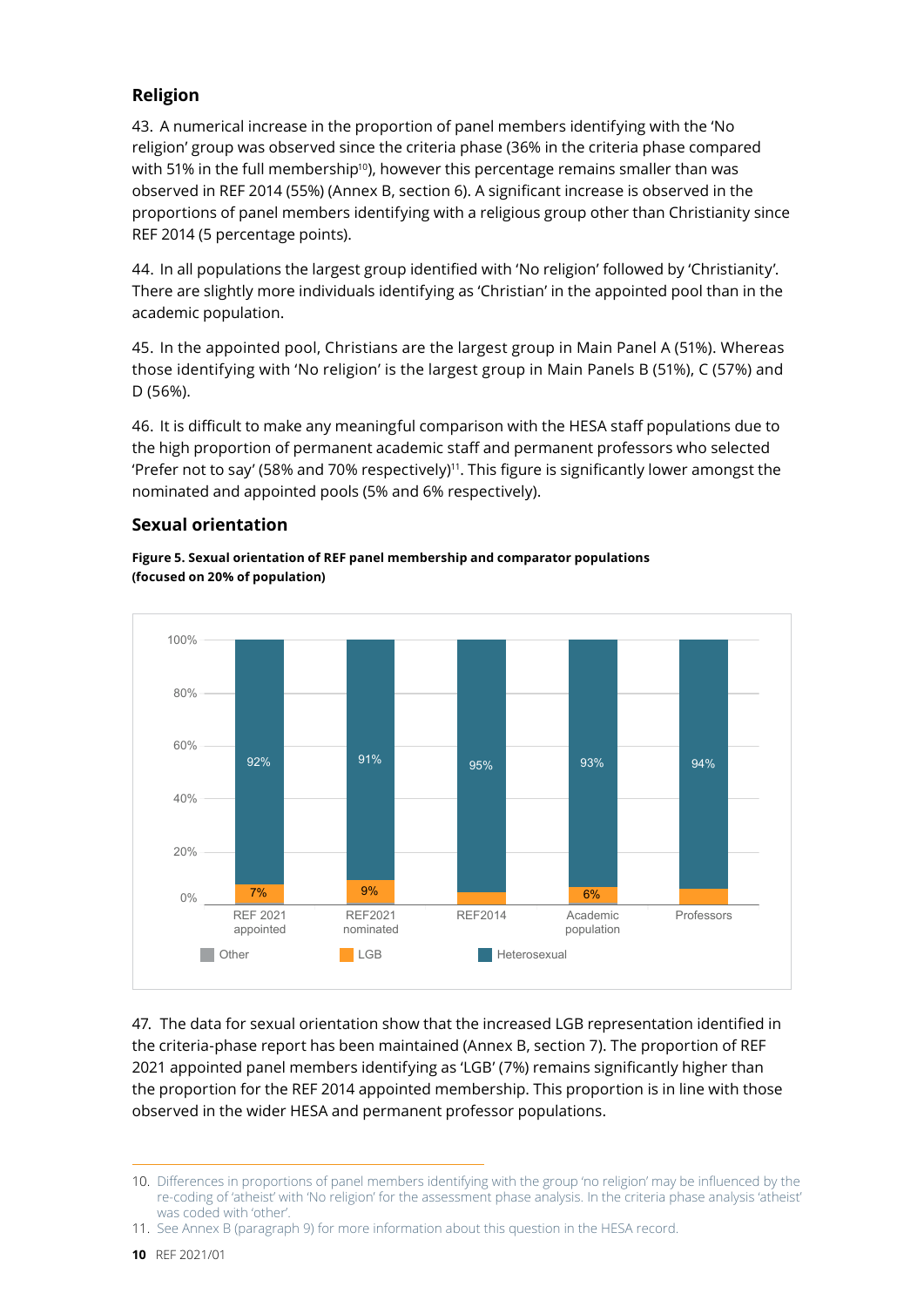## Religion

43. A numerical increase in the proportion of panel members identifying with the 'No religion' group was observed since the criteria phase (36% in the criteria phase compared with 51% in the full membership[10]), however this percentage remains smaller than was observed in REF 2014 (55%) (Annex B, section 6). A significant increase is observed in the proportions of panel members identifying with a religious group other than Christianity since REF 2014 (5 percentage points).

44. In all populations the largest group identified with 'No religion' followed by 'Christianity'. There are slightly more individuals identifying as 'Christian' in the appointed pool than in the academic population.

45. In the appointed pool, Christians are the largest group in Main Panel A (51%). Whereas those identifying with 'No religion' is the largest group in Main Panels B (51%), C (57%) and D (56%).

46. It is difficult to make any meaningful comparison with the HESA staff populations due to the high proportion of permanent academic staff and permanent professors who selected 'Prefer not to say' (58% and 70% respectively)[11]. This figure is significantly lower amongst the nominated and appointed pools (5% and 6% respectively).

## Sexual orientation

**Figure 5. Sexual orientation of REF panel membership and comparator populations (focused on 20% of population)**

| | Heterosexual | LGB |
|---|---|---|
| REF 2021 appointed | 92% | 7% |
| REF2021 nominated | 91% | 9% |
| REF2014 | 95% | |
| Academic population | 93% | 6% |
| Professors | 94% | |

Legend: Other, LGB, Heterosexual

47. The data for sexual orientation show that the increased LGB representation identified in the criteria-phase report has been maintained (Annex B, section 7). The proportion of REF 2021 appointed panel members identifying as 'LGB' (7%) remains significantly higher than the proportion for the REF 2014 appointed membership. This proportion is in line with those observed in the wider HESA and permanent professor populations.

---

10. Differences in proportions of panel members identifying with the group 'no religion' may be influenced by the re-coding of 'atheist' with 'No religion' for the assessment phase analysis. In the criteria phase analysis 'atheist' was coded with 'other'.
11. See Annex B (paragraph 9) for more information about this question in the HESA record.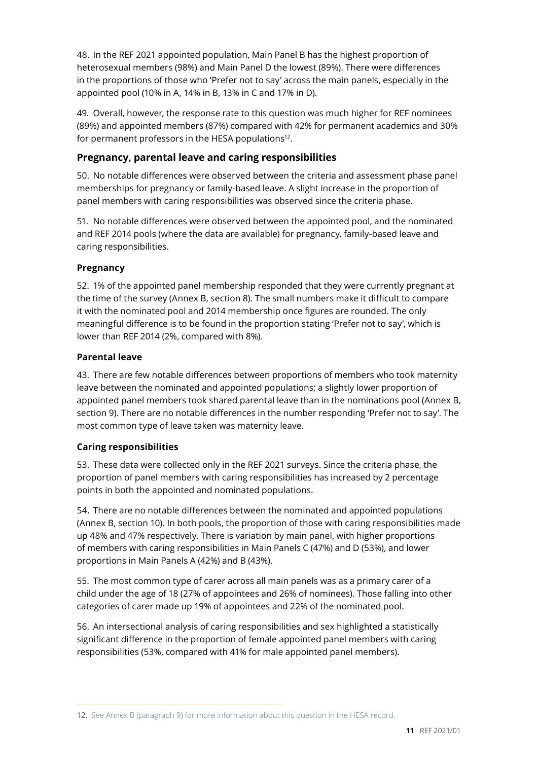48. In the REF 2021 appointed population, Main Panel B has the highest proportion of heterosexual members (98%) and Main Panel D the lowest (89%). There were differences in the proportions of those who 'Prefer not to say' across the main panels, especially in the appointed pool (10% in A, 14% in B, 13% in C and 17% in D).

49. Overall, however, the response rate to this question was much higher for REF nominees (89%) and appointed members (87%) compared with 42% for permanent academics and 30% for permanent professors in the HESA populations[12].

## Pregnancy, parental leave and caring responsibilities

50. No notable differences were observed between the criteria and assessment phase panel memberships for pregnancy or family-based leave. A slight increase in the proportion of panel members with caring responsibilities was observed since the criteria phase.

51. No notable differences were observed between the appointed pool, and the nominated and REF 2014 pools (where the data are available) for pregnancy, family-based leave and caring responsibilities.

### Pregnancy

52. 1% of the appointed panel membership responded that they were currently pregnant at the time of the survey (Annex B, section 8). The small numbers make it difficult to compare it with the nominated pool and 2014 membership once figures are rounded. The only meaningful difference is to be found in the proportion stating 'Prefer not to say', which is lower than REF 2014 (2%, compared with 8%).

### Parental leave

43. There are few notable differences between proportions of members who took maternity leave between the nominated and appointed populations; a slightly lower proportion of appointed panel members took shared parental leave than in the nominations pool (Annex B, section 9). There are no notable differences in the number responding 'Prefer not to say'. The most common type of leave taken was maternity leave.

### Caring responsibilities

53. These data were collected only in the REF 2021 surveys. Since the criteria phase, the proportion of panel members with caring responsibilities has increased by 2 percentage points in both the appointed and nominated populations.

54. There are no notable differences between the nominated and appointed populations (Annex B, section 10). In both pools, the proportion of those with caring responsibilities made up 48% and 47% respectively. There is variation by main panel, with higher proportions of members with caring responsibilities in Main Panels C (47%) and D (53%), and lower proportions in Main Panels A (42%) and B (43%).

55. The most common type of carer across all main panels was as a primary carer of a child under the age of 18 (27% of appointees and 26% of nominees). Those falling into other categories of carer made up 19% of appointees and 22% of the nominated pool.

56. An intersectional analysis of caring responsibilities and sex highlighted a statistically significant difference in the proportion of female appointed panel members with caring responsibilities (53%, compared with 41% for male appointed panel members).

---

12. See Annex B (paragraph 9) for more information about this question in the HESA record.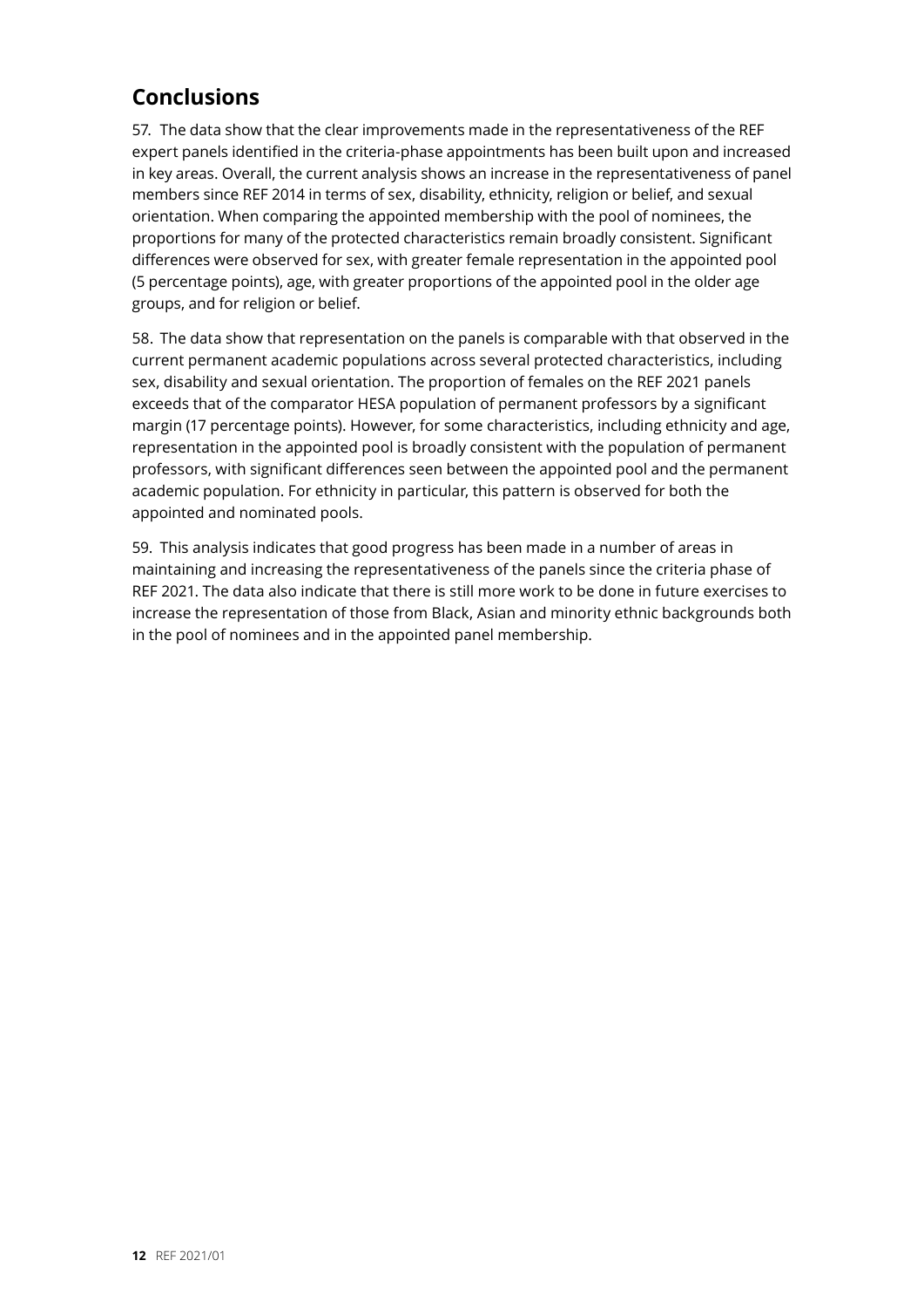## Conclusions

57. The data show that the clear improvements made in the representativeness of the REF expert panels identified in the criteria-phase appointments has been built upon and increased in key areas. Overall, the current analysis shows an increase in the representativeness of panel members since REF 2014 in terms of sex, disability, ethnicity, religion or belief, and sexual orientation. When comparing the appointed membership with the pool of nominees, the proportions for many of the protected characteristics remain broadly consistent. Significant differences were observed for sex, with greater female representation in the appointed pool (5 percentage points), age, with greater proportions of the appointed pool in the older age groups, and for religion or belief.

58. The data show that representation on the panels is comparable with that observed in the current permanent academic populations across several protected characteristics, including sex, disability and sexual orientation. The proportion of females on the REF 2021 panels exceeds that of the comparator HESA population of permanent professors by a significant margin (17 percentage points). However, for some characteristics, including ethnicity and age, representation in the appointed pool is broadly consistent with the population of permanent professors, with significant differences seen between the appointed pool and the permanent academic population. For ethnicity in particular, this pattern is observed for both the appointed and nominated pools.

59. This analysis indicates that good progress has been made in a number of areas in maintaining and increasing the representativeness of the panels since the criteria phase of REF 2021. The data also indicate that there is still more work to be done in future exercises to increase the representation of those from Black, Asian and minority ethnic backgrounds both in the pool of nominees and in the appointed panel membership.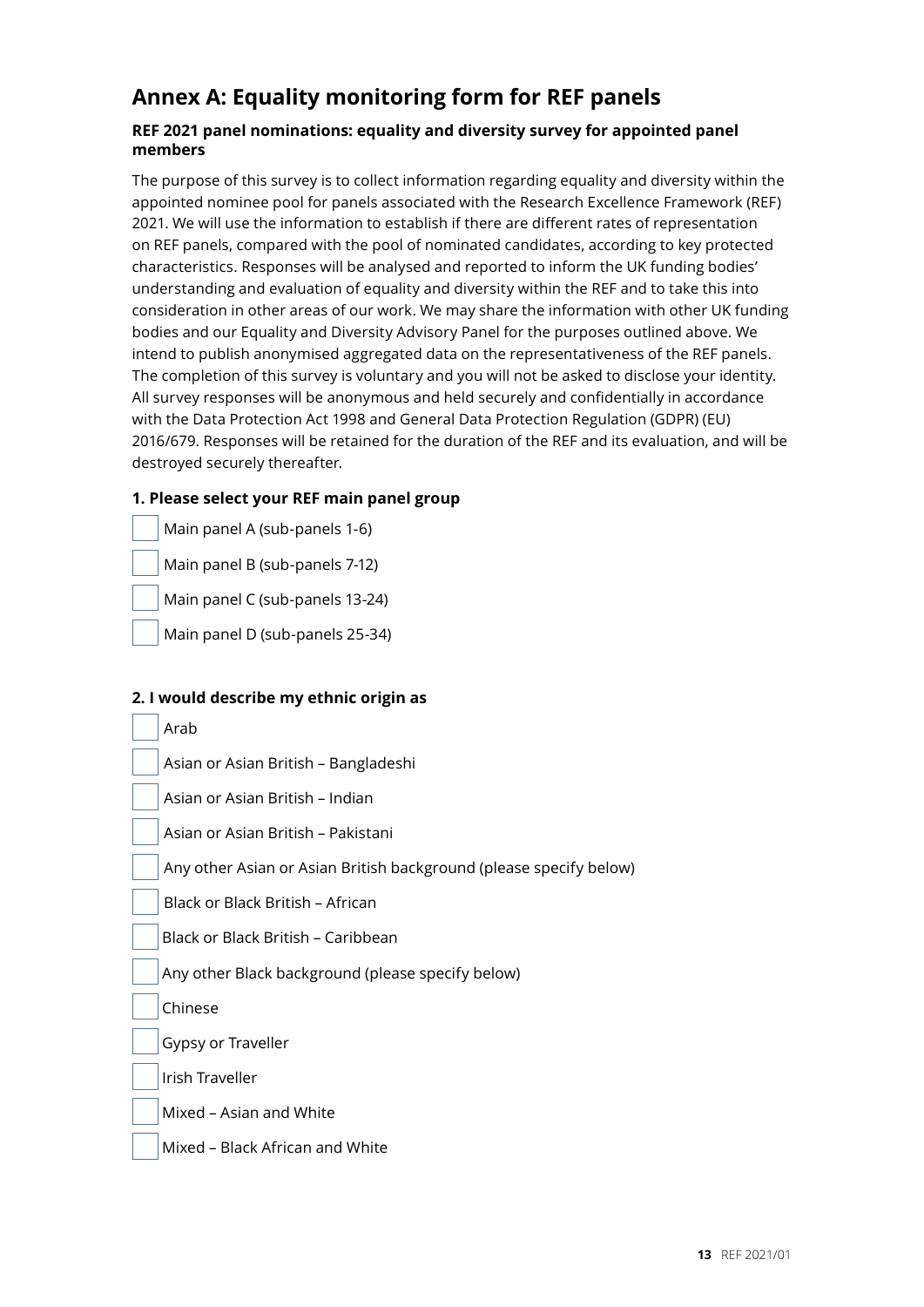# Annex A: Equality monitoring form for REF panels

### REF 2021 panel nominations: equality and diversity survey for appointed panel members

The purpose of this survey is to collect information regarding equality and diversity within the appointed nominee pool for panels associated with the Research Excellence Framework (REF) 2021. We will use the information to establish if there are different rates of representation on REF panels, compared with the pool of nominated candidates, according to key protected characteristics. Responses will be analysed and reported to inform the UK funding bodies' understanding and evaluation of equality and diversity within the REF and to take this into consideration in other areas of our work. We may share the information with other UK funding bodies and our Equality and Diversity Advisory Panel for the purposes outlined above. We intend to publish anonymised aggregated data on the representativeness of the REF panels. The completion of this survey is voluntary and you will not be asked to disclose your identity. All survey responses will be anonymous and held securely and confidentially in accordance with the Data Protection Act 1998 and General Data Protection Regulation (GDPR) (EU) 2016/679. Responses will be retained for the duration of the REF and its evaluation, and will be destroyed securely thereafter.

**1. Please select your REF main panel group**

- [ ] Main panel A (sub-panels 1-6)
- [ ] Main panel B (sub-panels 7-12)
- [ ] Main panel C (sub-panels 13-24)
- [ ] Main panel D (sub-panels 25-34)

**2. I would describe my ethnic origin as**

- [ ] Arab
- [ ] Asian or Asian British – Bangladeshi
- [ ] Asian or Asian British – Indian
- [ ] Asian or Asian British – Pakistani
- [ ] Any other Asian or Asian British background (please specify below)
- [ ] Black or Black British – African
- [ ] Black or Black British – Caribbean
- [ ] Any other Black background (please specify below)
- [ ] Chinese
- [ ] Gypsy or Traveller
- [ ] Irish Traveller
- [ ] Mixed – Asian and White
- [ ] Mixed – Black African and White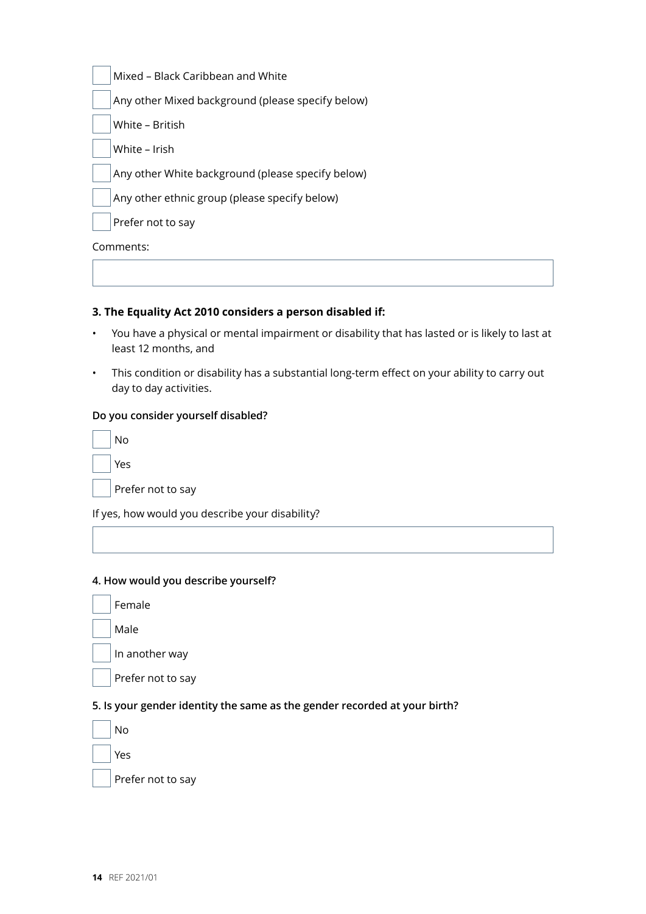- [ ] Mixed – Black Caribbean and White
- [ ] Any other Mixed background (please specify below)
- [ ] White – British
- [ ] White – Irish
- [ ] Any other White background (please specify below)
- [ ] Any other ethnic group (please specify below)
- [ ] Prefer not to say

Comments:

**3. The Equality Act 2010 considers a person disabled if:**

- You have a physical or mental impairment or disability that has lasted or is likely to last at least 12 months, and
- This condition or disability has a substantial long-term effect on your ability to carry out day to day activities.

**Do you consider yourself disabled?**

- [ ] No
- [ ] Yes
- [ ] Prefer not to say

If yes, how would you describe your disability?

**4. How would you describe yourself?**

- [ ] Female
- [ ] Male
- [ ] In another way
- [ ] Prefer not to say

**5. Is your gender identity the same as the gender recorded at your birth?**

- [ ] No
- [ ] Yes
- [ ] Prefer not to say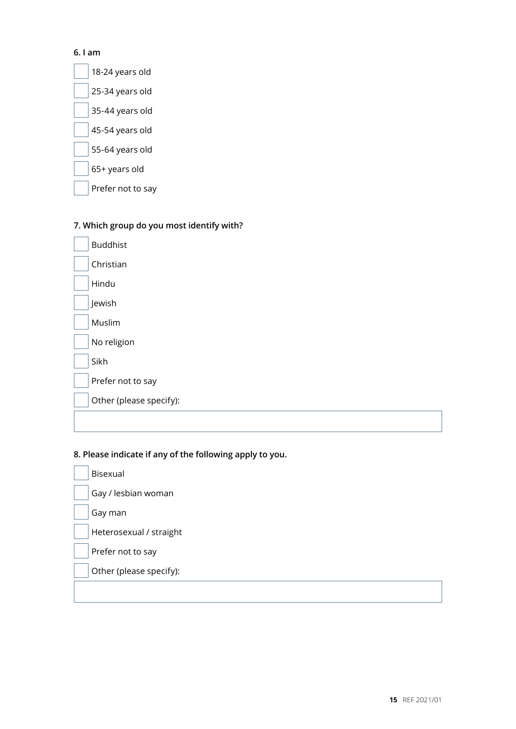**6. I am**

- [ ] 18-24 years old
- [ ] 25-34 years old
- [ ] 35-44 years old
- [ ] 45-54 years old
- [ ] 55-64 years old
- [ ] 65+ years old
- [ ] Prefer not to say

**7. Which group do you most identify with?**

- [ ] Buddhist
- [ ] Christian
- [ ] Hindu
- [ ] Jewish
- [ ] Muslim
- [ ] No religion
- [ ] Sikh
- [ ] Prefer not to say
- [ ] Other (please specify):

**8. Please indicate if any of the following apply to you.**

- [ ] Bisexual
- [ ] Gay / lesbian woman
- [ ] Gay man
- [ ] Heterosexual / straight
- [ ] Prefer not to say
- [ ] Other (please specify):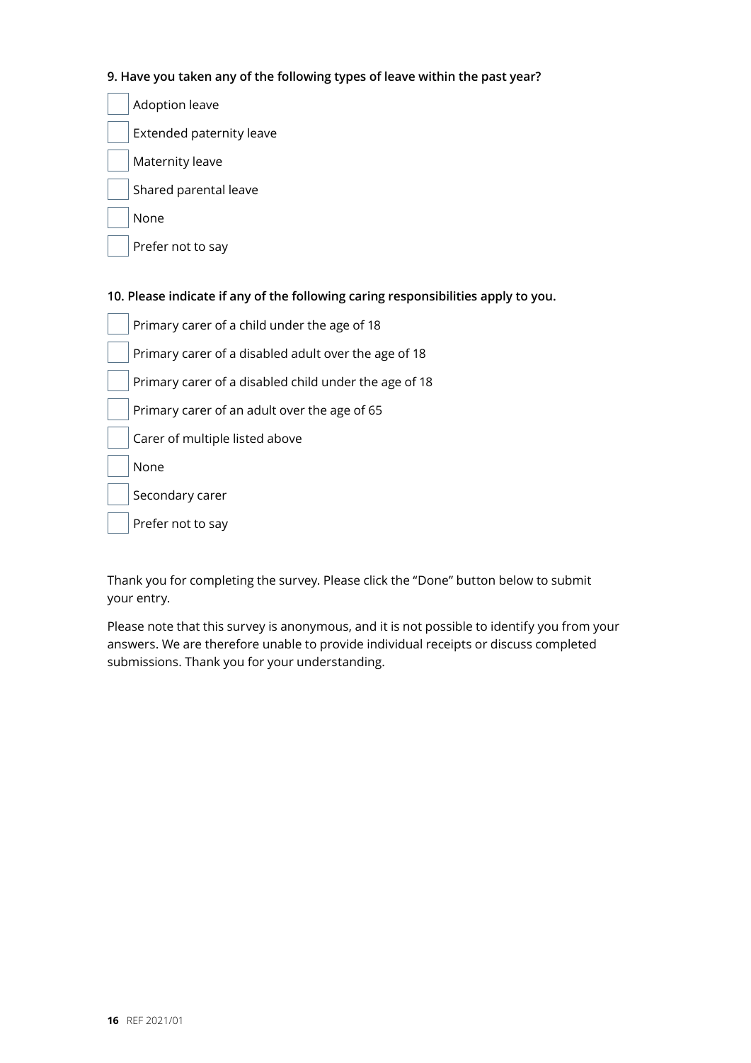**9. Have you taken any of the following types of leave within the past year?**

- [ ] Adoption leave
- [ ] Extended paternity leave
- [ ] Maternity leave
- [ ] Shared parental leave
- [ ] None
- [ ] Prefer not to say

**10. Please indicate if any of the following caring responsibilities apply to you.**

- [ ] Primary carer of a child under the age of 18
- [ ] Primary carer of a disabled adult over the age of 18
- [ ] Primary carer of a disabled child under the age of 18
- [ ] Primary carer of an adult over the age of 65
- [ ] Carer of multiple listed above
- [ ] None
- [ ] Secondary carer
- [ ] Prefer not to say

Thank you for completing the survey. Please click the "Done" button below to submit your entry.

Please note that this survey is anonymous, and it is not possible to identify you from your answers. We are therefore unable to provide individual receipts or discuss completed submissions. Thank you for your understanding.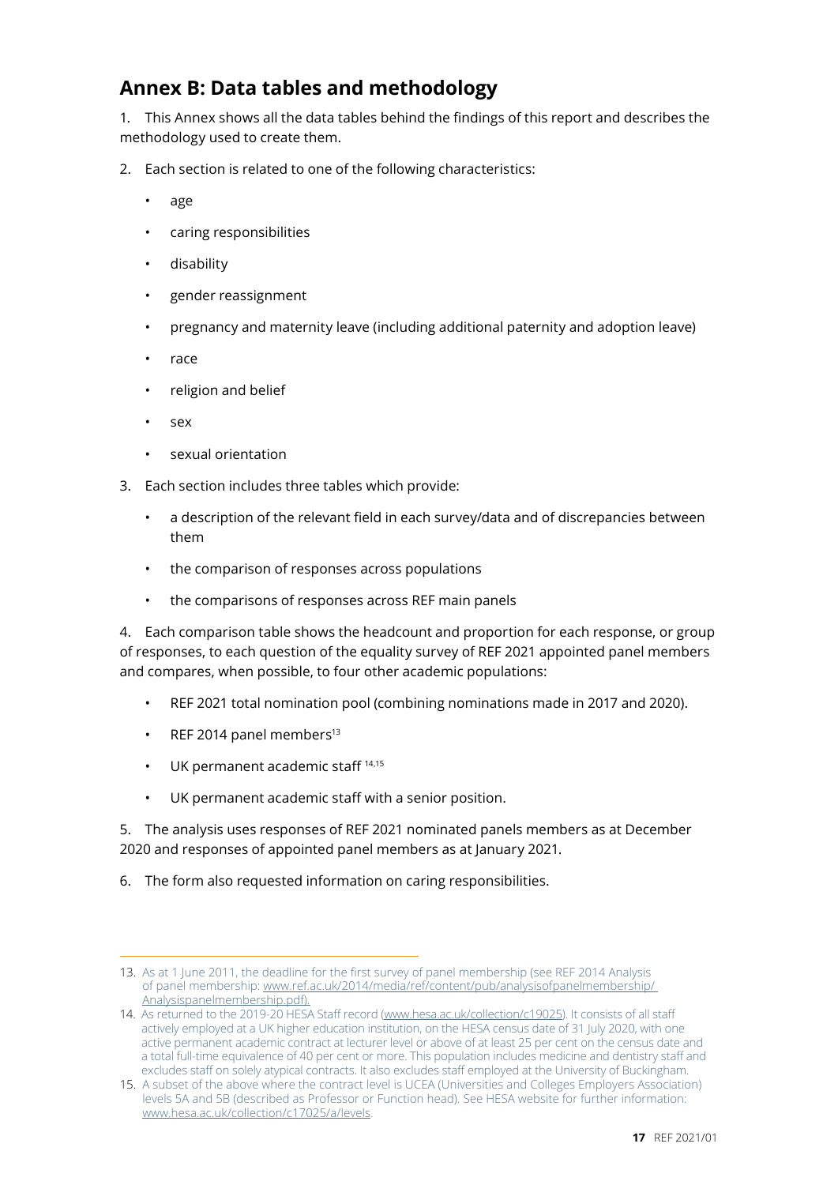## Annex B: Data tables and methodology

1. This Annex shows all the data tables behind the findings of this report and describes the methodology used to create them.

2. Each section is related to one of the following characteristics:

   - age
   - caring responsibilities
   - disability
   - gender reassignment
   - pregnancy and maternity leave (including additional paternity and adoption leave)
   - race
   - religion and belief
   - sex
   - sexual orientation

3. Each section includes three tables which provide:

   - a description of the relevant field in each survey/data and of discrepancies between them
   - the comparison of responses across populations
   - the comparisons of responses across REF main panels

4. Each comparison table shows the headcount and proportion for each response, or group of responses, to each question of the equality survey of REF 2021 appointed panel members and compares, when possible, to four other academic populations:

   - REF 2021 total nomination pool (combining nominations made in 2017 and 2020).
   - REF 2014 panel members[13]
   - UK permanent academic staff [14,15]
   - UK permanent academic staff with a senior position.

5. The analysis uses responses of REF 2021 nominated panels members as at December 2020 and responses of appointed panel members as at January 2021.

6. The form also requested information on caring responsibilities.

---

13. As at 1 June 2011, the deadline for the first survey of panel membership (see REF 2014 Analysis of panel membership: www.ref.ac.uk/2014/media/ref/content/pub/analysisofpanelmembership/Analysispanelmembership.pdf).

14. As returned to the 2019-20 HESA Staff record (www.hesa.ac.uk/collection/c19025). It consists of all staff actively employed at a UK higher education institution, on the HESA census date of 31 July 2020, with one active permanent academic contract at lecturer level or above of at least 25 per cent on the census date and a total full-time equivalence of 40 per cent or more. This population includes medicine and dentistry staff and excludes staff on solely atypical contracts. It also excludes staff employed at the University of Buckingham.

15. A subset of the above where the contract level is UCEA (Universities and Colleges Employers Association) levels 5A and 5B (described as Professor or Function head). See HESA website for further information: www.hesa.ac.uk/collection/c17025/a/levels.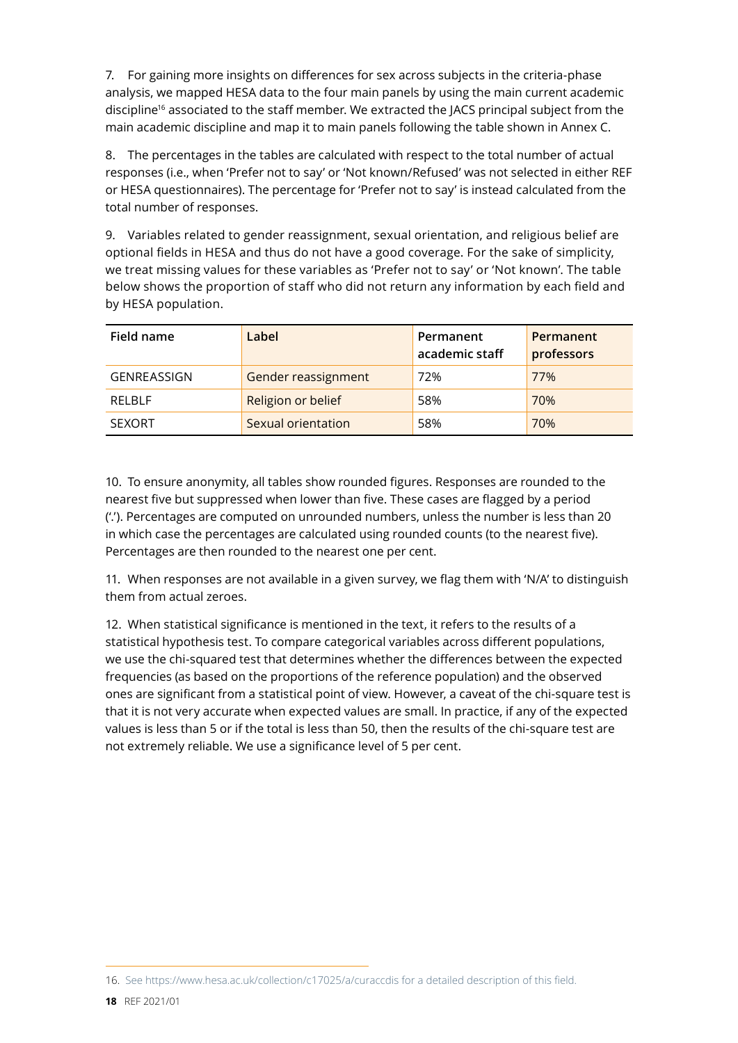7. For gaining more insights on differences for sex across subjects in the criteria-phase analysis, we mapped HESA data to the four main panels by using the main current academic discipline[16] associated to the staff member. We extracted the JACS principal subject from the main academic discipline and map it to main panels following the table shown in Annex C.

8. The percentages in the tables are calculated with respect to the total number of actual responses (i.e., when 'Prefer not to say' or 'Not known/Refused' was not selected in either REF or HESA questionnaires). The percentage for 'Prefer not to say' is instead calculated from the total number of responses.

9. Variables related to gender reassignment, sexual orientation, and religious belief are optional fields in HESA and thus do not have a good coverage. For the sake of simplicity, we treat missing values for these variables as 'Prefer not to say' or 'Not known'. The table below shows the proportion of staff who did not return any information by each field and by HESA population.

| Field name | Label | Permanent academic staff | Permanent professors |
|---|---|---|---|
| GENREASSIGN | Gender reassignment | 72% | 77% |
| RELBLF | Religion or belief | 58% | 70% |
| SEXORT | Sexual orientation | 58% | 70% |

10. To ensure anonymity, all tables show rounded figures. Responses are rounded to the nearest five but suppressed when lower than five. These cases are flagged by a period ('.'). Percentages are computed on unrounded numbers, unless the number is less than 20 in which case the percentages are calculated using rounded counts (to the nearest five). Percentages are then rounded to the nearest one per cent.

11. When responses are not available in a given survey, we flag them with 'N/A' to distinguish them from actual zeroes.

12. When statistical significance is mentioned in the text, it refers to the results of a statistical hypothesis test. To compare categorical variables across different populations, we use the chi-squared test that determines whether the differences between the expected frequencies (as based on the proportions of the reference population) and the observed ones are significant from a statistical point of view. However, a caveat of the chi-square test is that it is not very accurate when expected values are small. In practice, if any of the expected values is less than 5 or if the total is less than 50, then the results of the chi-square test are not extremely reliable. We use a significance level of 5 per cent.

16. See https://www.hesa.ac.uk/collection/c17025/a/curaccdis for a detailed description of this field.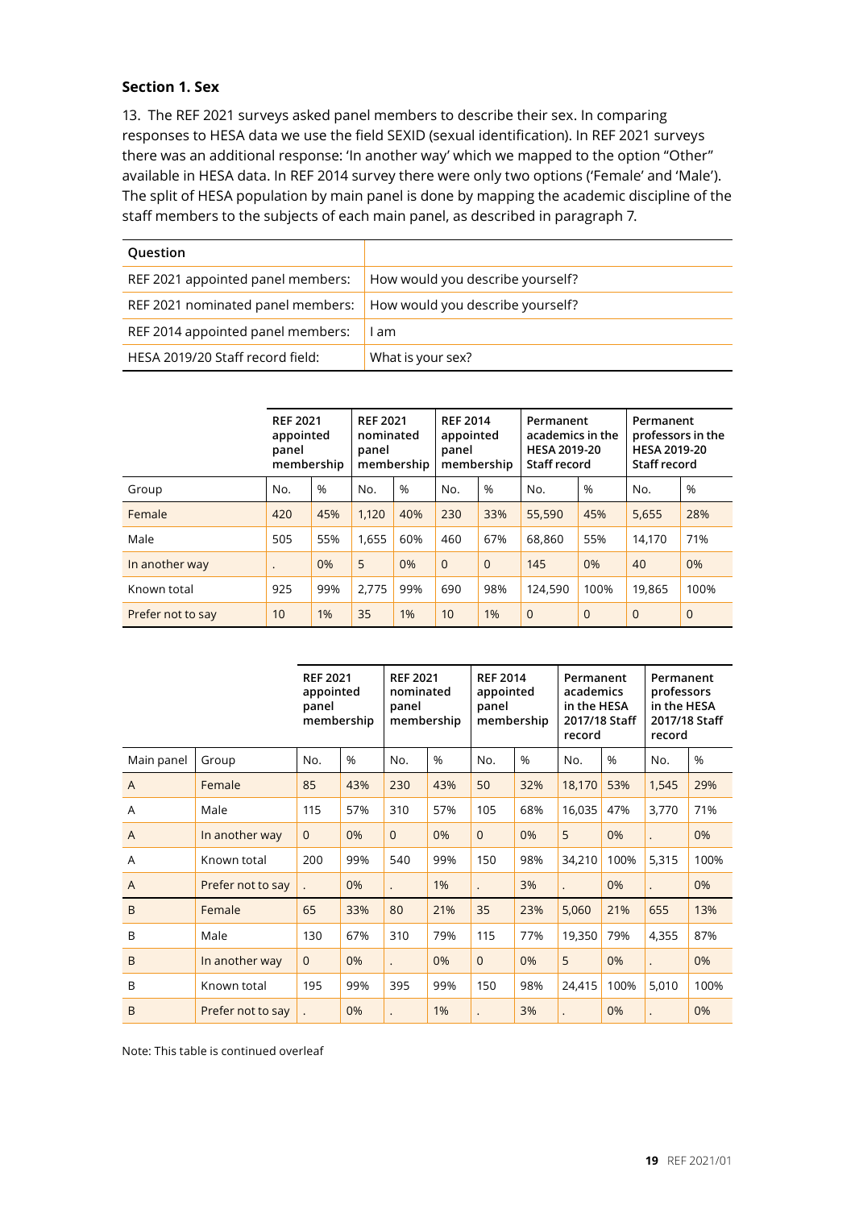### Section 1. Sex

13. The REF 2021 surveys asked panel members to describe their sex. In comparing responses to HESA data we use the field SEXID (sexual identification). In REF 2021 surveys there was an additional response: 'In another way' which we mapped to the option "Other" available in HESA data. In REF 2014 survey there were only two options ('Female' and 'Male'). The split of HESA population by main panel is done by mapping the academic discipline of the staff members to the subjects of each main panel, as described in paragraph 7.

| Question | |
|---|---|
| REF 2021 appointed panel members: | How would you describe yourself? |
| REF 2021 nominated panel members: | How would you describe yourself? |
| REF 2014 appointed panel members: | I am |
| HESA 2019/20 Staff record field: | What is your sex? |

| | REF 2021 appointed panel membership | | REF 2021 nominated panel membership | | REF 2014 appointed panel membership | | Permanent academics in the HESA 2019-20 Staff record | | Permanent professors in the HESA 2019-20 Staff record | |
|---|---|---|---|---|---|---|---|---|---|---|
| Group | No. | % | No. | % | No. | % | No. | % | No. | % |
| Female | 420 | 45% | 1,120 | 40% | 230 | 33% | 55,590 | 45% | 5,655 | 28% |
| Male | 505 | 55% | 1,655 | 60% | 460 | 67% | 68,860 | 55% | 14,170 | 71% |
| In another way | . | 0% | 5 | 0% | 0 | 0 | 145 | 0% | 40 | 0% |
| Known total | 925 | 99% | 2,775 | 99% | 690 | 98% | 124,590 | 100% | 19,865 | 100% |
| Prefer not to say | 10 | 1% | 35 | 1% | 10 | 1% | 0 | 0 | 0 | 0 |

| | | REF 2021 appointed panel membership | | REF 2021 nominated panel membership | | REF 2014 appointed panel membership | | Permanent academics in the HESA 2017/18 Staff record | | Permanent professors in the HESA 2017/18 Staff record | |
|---|---|---|---|---|---|---|---|---|---|---|---|
| Main panel | Group | No. | % | No. | % | No. | % | No. | % | No. | % |
| A | Female | 85 | 43% | 230 | 43% | 50 | 32% | 18,170 | 53% | 1,545 | 29% |
| A | Male | 115 | 57% | 310 | 57% | 105 | 68% | 16,035 | 47% | 3,770 | 71% |
| A | In another way | 0 | 0% | 0 | 0% | 0 | 0% | 5 | 0% | . | 0% |
| A | Known total | 200 | 99% | 540 | 99% | 150 | 98% | 34,210 | 100% | 5,315 | 100% |
| A | Prefer not to say | . | 0% | . | 1% | . | 3% | . | 0% | . | 0% |
| B | Female | 65 | 33% | 80 | 21% | 35 | 23% | 5,060 | 21% | 655 | 13% |
| B | Male | 130 | 67% | 310 | 79% | 115 | 77% | 19,350 | 79% | 4,355 | 87% |
| B | In another way | 0 | 0% | . | 0% | 0 | 0% | 5 | 0% | . | 0% |
| B | Known total | 195 | 99% | 395 | 99% | 150 | 98% | 24,415 | 100% | 5,010 | 100% |
| B | Prefer not to say | . | 0% | . | 1% | . | 3% | . | 0% | . | 0% |

Note: This table is continued overleaf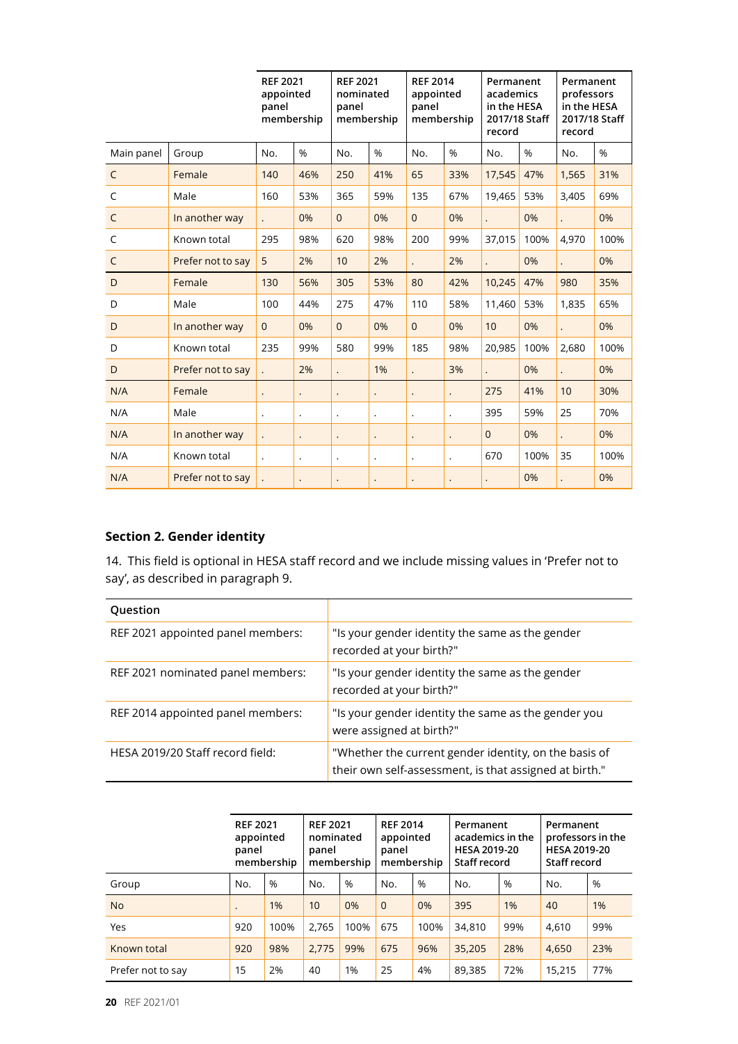| | | REF 2021 appointed panel membership | | REF 2021 nominated panel membership | | REF 2014 appointed panel membership | | Permanent academics in the HESA 2017/18 Staff record | | Permanent professors in the HESA 2017/18 Staff record | |
|---|---|---|---|---|---|---|---|---|---|---|---|
| Main panel | Group | No. | % | No. | % | No. | % | No. | % | No. | % |
| C | Female | 140 | 46% | 250 | 41% | 65 | 33% | 17,545 | 47% | 1,565 | 31% |
| C | Male | 160 | 53% | 365 | 59% | 135 | 67% | 19,465 | 53% | 3,405 | 69% |
| C | In another way | . | 0% | 0 | 0% | 0 | 0% | . | 0% | . | 0% |
| C | Known total | 295 | 98% | 620 | 98% | 200 | 99% | 37,015 | 100% | 4,970 | 100% |
| C | Prefer not to say | 5 | 2% | 10 | 2% | . | 2% | . | 0% | . | 0% |
| D | Female | 130 | 56% | 305 | 53% | 80 | 42% | 10,245 | 47% | 980 | 35% |
| D | Male | 100 | 44% | 275 | 47% | 110 | 58% | 11,460 | 53% | 1,835 | 65% |
| D | In another way | 0 | 0% | 0 | 0% | 0 | 0% | 10 | 0% | . | 0% |
| D | Known total | 235 | 99% | 580 | 99% | 185 | 98% | 20,985 | 100% | 2,680 | 100% |
| D | Prefer not to say | . | 2% | . | 1% | . | 3% | . | 0% | . | 0% |
| N/A | Female | . | . | . | . | . | . | 275 | 41% | 10 | 30% |
| N/A | Male | . | . | . | . | . | . | 395 | 59% | 25 | 70% |
| N/A | In another way | . | . | . | . | . | . | 0 | 0% | . | 0% |
| N/A | Known total | . | . | . | . | . | . | 670 | 100% | 35 | 100% |
| N/A | Prefer not to say | . | . | . | . | . | . | . | 0% | . | 0% |

## Section 2. Gender identity

14. This field is optional in HESA staff record and we include missing values in 'Prefer not to say', as described in paragraph 9.

| Question | |
|---|---|
| REF 2021 appointed panel members: | "Is your gender identity the same as the gender recorded at your birth?" |
| REF 2021 nominated panel members: | "Is your gender identity the same as the gender recorded at your birth?" |
| REF 2014 appointed panel members: | "Is your gender identity the same as the gender you were assigned at birth?" |
| HESA 2019/20 Staff record field: | "Whether the current gender identity, on the basis of their own self-assessment, is that assigned at birth." |

| | REF 2021 appointed panel membership | | REF 2021 nominated panel membership | | REF 2014 appointed panel membership | | Permanent academics in the HESA 2019-20 Staff record | | Permanent professors in the HESA 2019-20 Staff record | |
|---|---|---|---|---|---|---|---|---|---|---|
| Group | No. | % | No. | % | No. | % | No. | % | No. | % |
| No | . | 1% | 10 | 0% | 0 | 0% | 395 | 1% | 40 | 1% |
| Yes | 920 | 100% | 2,765 | 100% | 675 | 100% | 34,810 | 99% | 4,610 | 99% |
| Known total | 920 | 98% | 2,775 | 99% | 675 | 96% | 35,205 | 28% | 4,650 | 23% |
| Prefer not to say | 15 | 2% | 40 | 1% | 25 | 4% | 89,385 | 72% | 15,215 | 77% |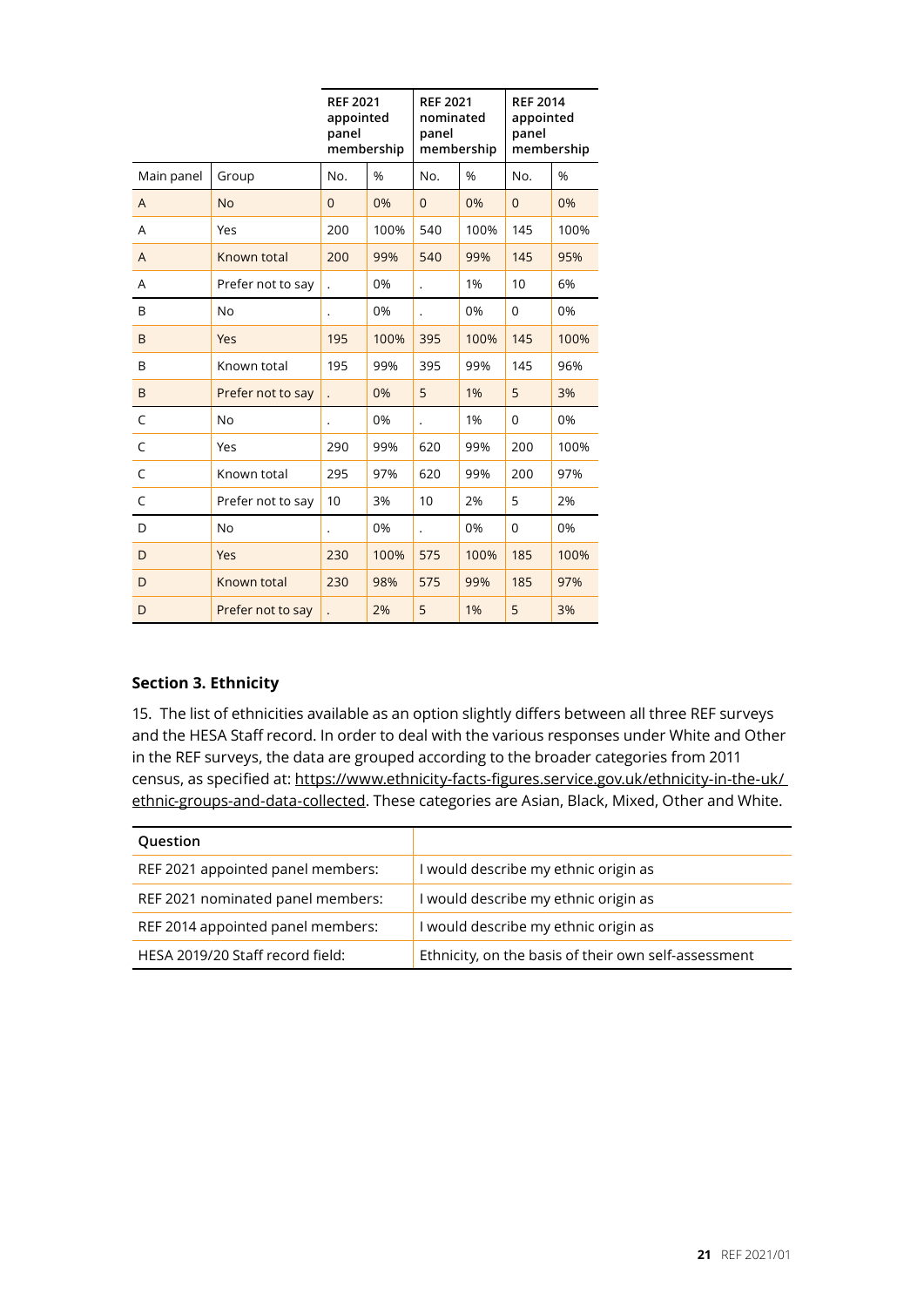| | | REF 2021 appointed panel membership | | REF 2021 nominated panel membership | | REF 2014 appointed panel membership | |
|---|---|---|---|---|---|---|---|
| Main panel | Group | No. | % | No. | % | No. | % |
| A | No | 0 | 0% | 0 | 0% | 0 | 0% |
| A | Yes | 200 | 100% | 540 | 100% | 145 | 100% |
| A | Known total | 200 | 99% | 540 | 99% | 145 | 95% |
| A | Prefer not to say | . | 0% | . | 1% | 10 | 6% |
| B | No | . | 0% | . | 0% | 0 | 0% |
| B | Yes | 195 | 100% | 395 | 100% | 145 | 100% |
| B | Known total | 195 | 99% | 395 | 99% | 145 | 96% |
| B | Prefer not to say | . | 0% | 5 | 1% | 5 | 3% |
| C | No | . | 0% | . | 1% | 0 | 0% |
| C | Yes | 290 | 99% | 620 | 99% | 200 | 100% |
| C | Known total | 295 | 97% | 620 | 99% | 200 | 97% |
| C | Prefer not to say | 10 | 3% | 10 | 2% | 5 | 2% |
| D | No | . | 0% | . | 0% | 0 | 0% |
| D | Yes | 230 | 100% | 575 | 100% | 185 | 100% |
| D | Known total | 230 | 98% | 575 | 99% | 185 | 97% |
| D | Prefer not to say | . | 2% | 5 | 1% | 5 | 3% |

## Section 3. Ethnicity

15. The list of ethnicities available as an option slightly differs between all three REF surveys and the HESA Staff record. In order to deal with the various responses under White and Other in the REF surveys, the data are grouped according to the broader categories from 2011 census, as specified at: https://www.ethnicity-facts-figures.service.gov.uk/ethnicity-in-the-uk/ethnic-groups-and-data-collected. These categories are Asian, Black, Mixed, Other and White.

| Question | |
|---|---|
| REF 2021 appointed panel members: | I would describe my ethnic origin as |
| REF 2021 nominated panel members: | I would describe my ethnic origin as |
| REF 2014 appointed panel members: | I would describe my ethnic origin as |
| HESA 2019/20 Staff record field: | Ethnicity, on the basis of their own self-assessment |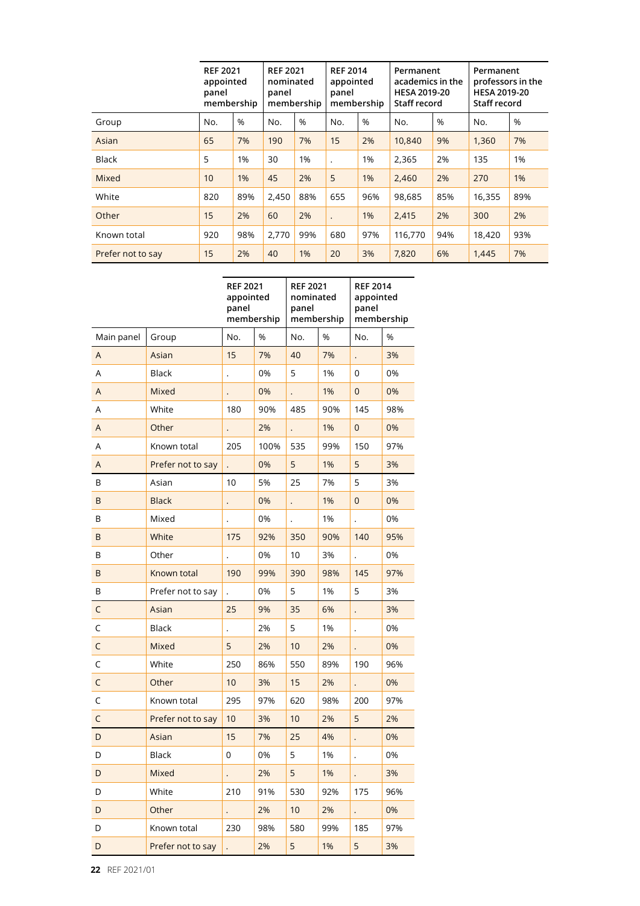| | REF 2021 appointed panel membership | | REF 2021 nominated panel membership | | REF 2014 appointed panel membership | | Permanent academics in the HESA 2019-20 Staff record | | Permanent professors in the HESA 2019-20 Staff record | |
|---|---|---|---|---|---|---|---|---|---|---|
| Group | No. | % | No. | % | No. | % | No. | % | No. | % |
| Asian | 65 | 7% | 190 | 7% | 15 | 2% | 10,840 | 9% | 1,360 | 7% |
| Black | 5 | 1% | 30 | 1% | . | 1% | 2,365 | 2% | 135 | 1% |
| Mixed | 10 | 1% | 45 | 2% | 5 | 1% | 2,460 | 2% | 270 | 1% |
| White | 820 | 89% | 2,450 | 88% | 655 | 96% | 98,685 | 85% | 16,355 | 89% |
| Other | 15 | 2% | 60 | 2% | . | 1% | 2,415 | 2% | 300 | 2% |
| Known total | 920 | 98% | 2,770 | 99% | 680 | 97% | 116,770 | 94% | 18,420 | 93% |
| Prefer not to say | 15 | 2% | 40 | 1% | 20 | 3% | 7,820 | 6% | 1,445 | 7% |

| | | REF 2021 appointed panel membership | | REF 2021 nominated panel membership | | REF 2014 appointed panel membership | |
|---|---|---|---|---|---|---|---|
| Main panel | Group | No. | % | No. | % | No. | % |
| A | Asian | 15 | 7% | 40 | 7% | . | 3% |
| A | Black | . | 0% | 5 | 1% | 0 | 0% |
| A | Mixed | . | 0% | . | 1% | 0 | 0% |
| A | White | 180 | 90% | 485 | 90% | 145 | 98% |
| A | Other | . | 2% | . | 1% | 0 | 0% |
| A | Known total | 205 | 100% | 535 | 99% | 150 | 97% |
| A | Prefer not to say | . | 0% | 5 | 1% | 5 | 3% |
| B | Asian | 10 | 5% | 25 | 7% | 5 | 3% |
| B | Black | . | 0% | . | 1% | 0 | 0% |
| B | Mixed | . | 0% | . | 1% | . | 0% |
| B | White | 175 | 92% | 350 | 90% | 140 | 95% |
| B | Other | . | 0% | 10 | 3% | . | 0% |
| B | Known total | 190 | 99% | 390 | 98% | 145 | 97% |
| B | Prefer not to say | . | 0% | 5 | 1% | 5 | 3% |
| C | Asian | 25 | 9% | 35 | 6% | . | 3% |
| C | Black | . | 2% | 5 | 1% | . | 0% |
| C | Mixed | 5 | 2% | 10 | 2% | . | 0% |
| C | White | 250 | 86% | 550 | 89% | 190 | 96% |
| C | Other | 10 | 3% | 15 | 2% | . | 0% |
| C | Known total | 295 | 97% | 620 | 98% | 200 | 97% |
| C | Prefer not to say | 10 | 3% | 10 | 2% | 5 | 2% |
| D | Asian | 15 | 7% | 25 | 4% | . | 0% |
| D | Black | 0 | 0% | 5 | 1% | . | 0% |
| D | Mixed | . | 2% | 5 | 1% | . | 3% |
| D | White | 210 | 91% | 530 | 92% | 175 | 96% |
| D | Other | . | 2% | 10 | 2% | . | 0% |
| D | Known total | 230 | 98% | 580 | 99% | 185 | 97% |
| D | Prefer not to say | . | 2% | 5 | 1% | 5 | 3% |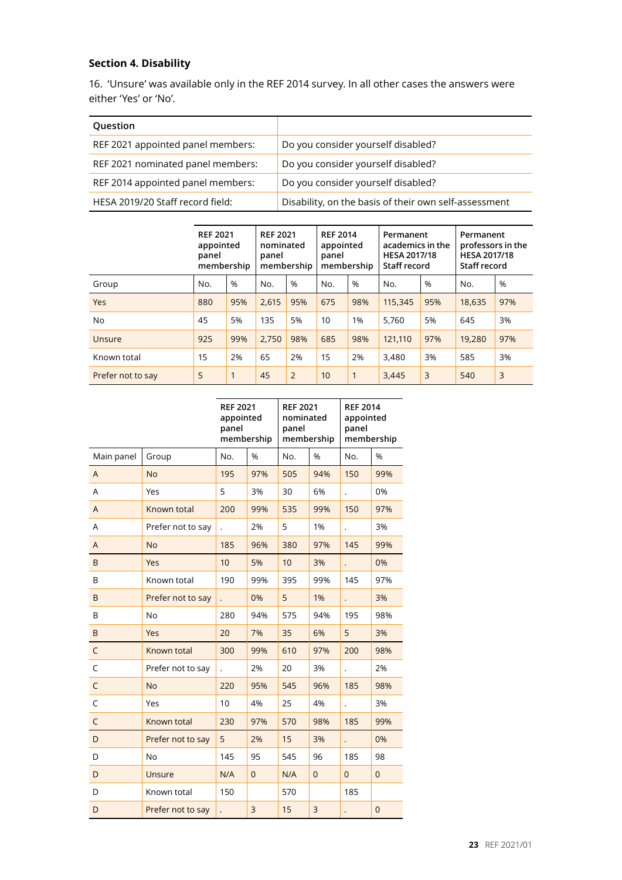## Section 4. Disability

16. 'Unsure' was available only in the REF 2014 survey. In all other cases the answers were either 'Yes' or 'No'.

| Question | |
|---|---|
| REF 2021 appointed panel members: | Do you consider yourself disabled? |
| REF 2021 nominated panel members: | Do you consider yourself disabled? |
| REF 2014 appointed panel members: | Do you consider yourself disabled? |
| HESA 2019/20 Staff record field: | Disability, on the basis of their own self-assessment |

| | REF 2021 appointed panel membership | | REF 2021 nominated panel membership | | REF 2014 appointed panel membership | | Permanent academics in the HESA 2017/18 Staff record | | Permanent professors in the HESA 2017/18 Staff record | |
|---|---|---|---|---|---|---|---|---|---|---|
| Group | No. | % | No. | % | No. | % | No. | % | No. | % |
| Yes | 880 | 95% | 2,615 | 95% | 675 | 98% | 115,345 | 95% | 18,635 | 97% |
| No | 45 | 5% | 135 | 5% | 10 | 1% | 5,760 | 5% | 645 | 3% |
| Unsure | 925 | 99% | 2,750 | 98% | 685 | 98% | 121,110 | 97% | 19,280 | 97% |
| Known total | 15 | 2% | 65 | 2% | 15 | 2% | 3,480 | 3% | 585 | 3% |
| Prefer not to say | 5 | 1 | 45 | 2 | 10 | 1 | 3,445 | 3 | 540 | 3 |

| | | REF 2021 appointed panel membership | | REF 2021 nominated panel membership | | REF 2014 appointed panel membership | |
|---|---|---|---|---|---|---|---|
| Main panel | Group | No. | % | No. | % | No. | % |
| A | No | 195 | 97% | 505 | 94% | 150 | 99% |
| A | Yes | 5 | 3% | 30 | 6% | . | 0% |
| A | Known total | 200 | 99% | 535 | 99% | 150 | 97% |
| A | Prefer not to say | . | 2% | 5 | 1% | . | 3% |
| A | No | 185 | 96% | 380 | 97% | 145 | 99% |
| B | Yes | 10 | 5% | 10 | 3% | . | 0% |
| B | Known total | 190 | 99% | 395 | 99% | 145 | 97% |
| B | Prefer not to say | . | 0% | 5 | 1% | . | 3% |
| B | No | 280 | 94% | 575 | 94% | 195 | 98% |
| B | Yes | 20 | 7% | 35 | 6% | 5 | 3% |
| C | Known total | 300 | 99% | 610 | 97% | 200 | 98% |
| C | Prefer not to say | . | 2% | 20 | 3% | . | 2% |
| C | No | 220 | 95% | 545 | 96% | 185 | 98% |
| C | Yes | 10 | 4% | 25 | 4% | . | 3% |
| C | Known total | 230 | 97% | 570 | 98% | 185 | 99% |
| D | Prefer not to say | 5 | 2% | 15 | 3% | . | 0% |
| D | No | 145 | 95 | 545 | 96 | 185 | 98 |
| D | Unsure | N/A | 0 | N/A | 0 | 0 | 0 |
| D | Known total | 150 | | 570 | | 185 | |
| D | Prefer not to say | . | 3 | 15 | 3 | . | 0 |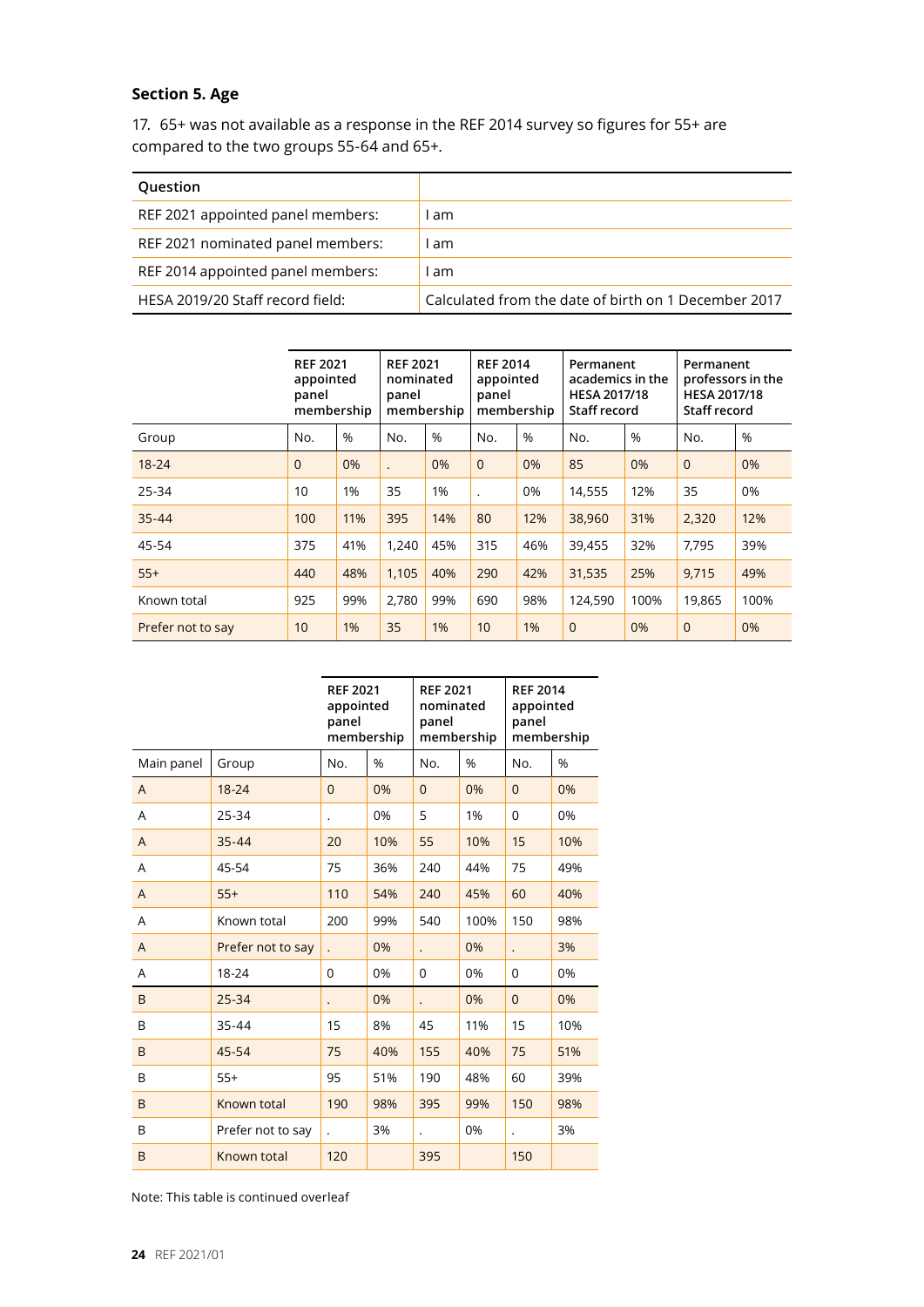## Section 5. Age

17. 65+ was not available as a response in the REF 2014 survey so figures for 55+ are compared to the two groups 55-64 and 65+.

| Question | |
|---|---|
| REF 2021 appointed panel members: | I am |
| REF 2021 nominated panel members: | I am |
| REF 2014 appointed panel members: | I am |
| HESA 2019/20 Staff record field: | Calculated from the date of birth on 1 December 2017 |

| | REF 2021 appointed panel membership | | REF 2021 nominated panel membership | | REF 2014 appointed panel membership | | Permanent academics in the HESA 2017/18 Staff record | | Permanent professors in the HESA 2017/18 Staff record | |
|---|---|---|---|---|---|---|---|---|---|---|
| Group | No. | % | No. | % | No. | % | No. | % | No. | % |
| 18-24 | 0 | 0% | . | 0% | 0 | 0% | 85 | 0% | 0 | 0% |
| 25-34 | 10 | 1% | 35 | 1% | . | 0% | 14,555 | 12% | 35 | 0% |
| 35-44 | 100 | 11% | 395 | 14% | 80 | 12% | 38,960 | 31% | 2,320 | 12% |
| 45-54 | 375 | 41% | 1,240 | 45% | 315 | 46% | 39,455 | 32% | 7,795 | 39% |
| 55+ | 440 | 48% | 1,105 | 40% | 290 | 42% | 31,535 | 25% | 9,715 | 49% |
| Known total | 925 | 99% | 2,780 | 99% | 690 | 98% | 124,590 | 100% | 19,865 | 100% |
| Prefer not to say | 10 | 1% | 35 | 1% | 10 | 1% | 0 | 0% | 0 | 0% |

| | | REF 2021 appointed panel membership | | REF 2021 nominated panel membership | | REF 2014 appointed panel membership | |
|---|---|---|---|---|---|---|---|
| Main panel | Group | No. | % | No. | % | No. | % |
| A | 18-24 | 0 | 0% | 0 | 0% | 0 | 0% |
| A | 25-34 | . | 0% | 5 | 1% | 0 | 0% |
| A | 35-44 | 20 | 10% | 55 | 10% | 15 | 10% |
| A | 45-54 | 75 | 36% | 240 | 44% | 75 | 49% |
| A | 55+ | 110 | 54% | 240 | 45% | 60 | 40% |
| A | Known total | 200 | 99% | 540 | 100% | 150 | 98% |
| A | Prefer not to say | . | 0% | . | 0% | . | 3% |
| A | 18-24 | 0 | 0% | 0 | 0% | 0 | 0% |
| B | 25-34 | . | 0% | . | 0% | 0 | 0% |
| B | 35-44 | 15 | 8% | 45 | 11% | 15 | 10% |
| B | 45-54 | 75 | 40% | 155 | 40% | 75 | 51% |
| B | 55+ | 95 | 51% | 190 | 48% | 60 | 39% |
| B | Known total | 190 | 98% | 395 | 99% | 150 | 98% |
| B | Prefer not to say | . | 3% | . | 0% | . | 3% |
| B | Known total | 120 | | 395 | | 150 | |

Note: This table is continued overleaf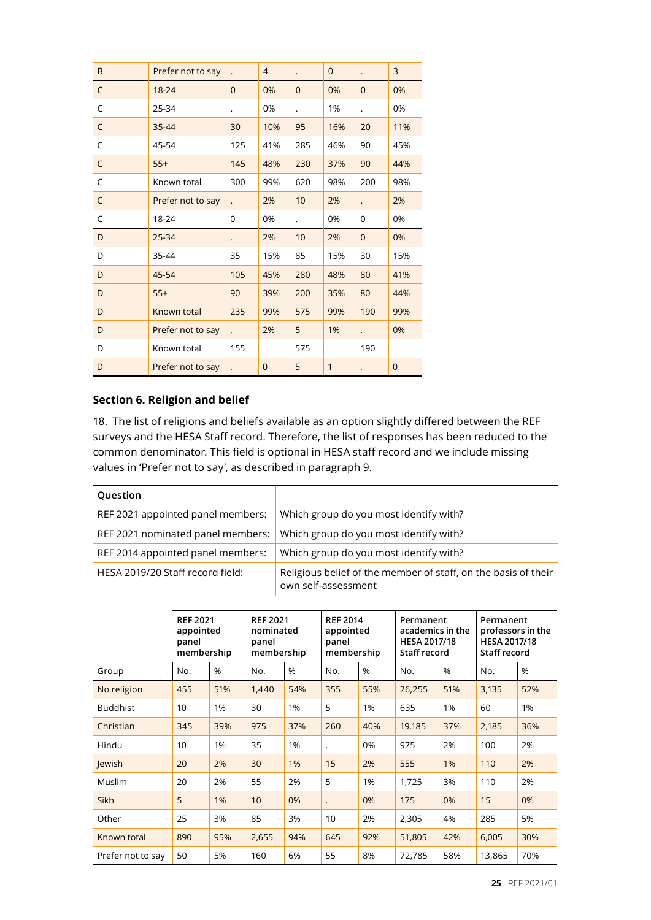| B | Prefer not to say | . | 4 | . | 0 | . | 3 |
|---|---|---|---|---|---|---|---|
| C | 18-24 | 0 | 0% | 0 | 0% | 0 | 0% |
| C | 25-34 | . | 0% | . | 1% | . | 0% |
| C | 35-44 | 30 | 10% | 95 | 16% | 20 | 11% |
| C | 45-54 | 125 | 41% | 285 | 46% | 90 | 45% |
| C | 55+ | 145 | 48% | 230 | 37% | 90 | 44% |
| C | Known total | 300 | 99% | 620 | 98% | 200 | 98% |
| C | Prefer not to say | . | 2% | 10 | 2% | . | 2% |
| C | 18-24 | 0 | 0% | . | 0% | 0 | 0% |
| D | 25-34 | . | 2% | 10 | 2% | 0 | 0% |
| D | 35-44 | 35 | 15% | 85 | 15% | 30 | 15% |
| D | 45-54 | 105 | 45% | 280 | 48% | 80 | 41% |
| D | 55+ | 90 | 39% | 200 | 35% | 80 | 44% |
| D | Known total | 235 | 99% | 575 | 99% | 190 | 99% |
| D | Prefer not to say | . | 2% | 5 | 1% | . | 0% |
| D | Known total | 155 | | 575 | | 190 | |
| D | Prefer not to say | . | 0 | 5 | 1 | . | 0 |

### Section 6. Religion and belief

18. The list of religions and beliefs available as an option slightly differed between the REF surveys and the HESA Staff record. Therefore, the list of responses has been reduced to the common denominator. This field is optional in HESA staff record and we include missing values in 'Prefer not to say', as described in paragraph 9.

| Question | |
|---|---|
| REF 2021 appointed panel members: | Which group do you most identify with? |
| REF 2021 nominated panel members: | Which group do you most identify with? |
| REF 2014 appointed panel members: | Which group do you most identify with? |
| HESA 2019/20 Staff record field: | Religious belief of the member of staff, on the basis of their own self-assessment |

| | REF 2021 appointed panel membership | | REF 2021 nominated panel membership | | REF 2014 appointed panel membership | | Permanent academics in the HESA 2017/18 Staff record | | Permanent professors in the HESA 2017/18 Staff record | |
|---|---|---|---|---|---|---|---|---|---|---|
| Group | No. | % | No. | % | No. | % | No. | % | No. | % |
| No religion | 455 | 51% | 1,440 | 54% | 355 | 55% | 26,255 | 51% | 3,135 | 52% |
| Buddhist | 10 | 1% | 30 | 1% | 5 | 1% | 635 | 1% | 60 | 1% |
| Christian | 345 | 39% | 975 | 37% | 260 | 40% | 19,185 | 37% | 2,185 | 36% |
| Hindu | 10 | 1% | 35 | 1% | . | 0% | 975 | 2% | 100 | 2% |
| Jewish | 20 | 2% | 30 | 1% | 15 | 2% | 555 | 1% | 110 | 2% |
| Muslim | 20 | 2% | 55 | 2% | 5 | 1% | 1,725 | 3% | 110 | 2% |
| Sikh | 5 | 1% | 10 | 0% | . | 0% | 175 | 0% | 15 | 0% |
| Other | 25 | 3% | 85 | 3% | 10 | 2% | 2,305 | 4% | 285 | 5% |
| Known total | 890 | 95% | 2,655 | 94% | 645 | 92% | 51,805 | 42% | 6,005 | 30% |
| Prefer not to say | 50 | 5% | 160 | 6% | 55 | 8% | 72,785 | 58% | 13,865 | 70% |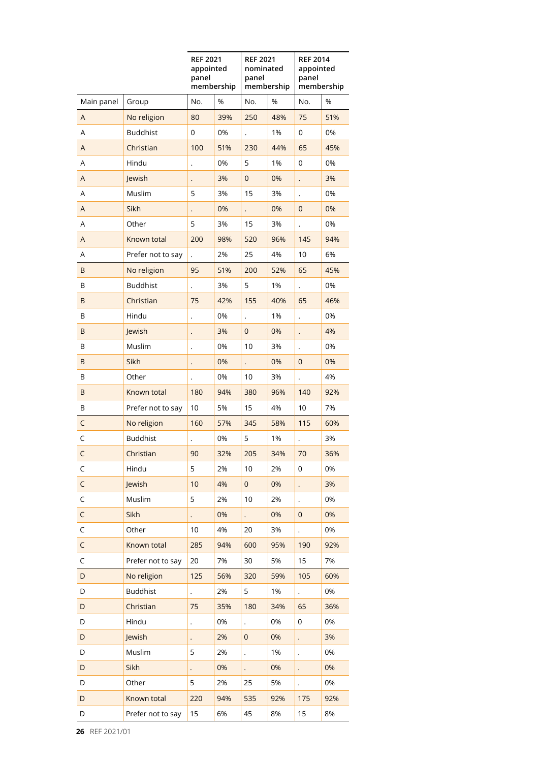| | | REF 2021 appointed panel membership | | REF 2021 nominated panel membership | | REF 2014 appointed panel membership | |
|---|---|---|---|---|---|---|---|
| Main panel | Group | No. | % | No. | % | No. | % |
| A | No religion | 80 | 39% | 250 | 48% | 75 | 51% |
| A | Buddhist | 0 | 0% | . | 1% | 0 | 0% |
| A | Christian | 100 | 51% | 230 | 44% | 65 | 45% |
| A | Hindu | . | 0% | 5 | 1% | 0 | 0% |
| A | Jewish | . | 3% | 0 | 0% | . | 3% |
| A | Muslim | 5 | 3% | 15 | 3% | . | 0% |
| A | Sikh | . | 0% | . | 0% | 0 | 0% |
| A | Other | 5 | 3% | 15 | 3% | . | 0% |
| A | Known total | 200 | 98% | 520 | 96% | 145 | 94% |
| A | Prefer not to say | . | 2% | 25 | 4% | 10 | 6% |
| B | No religion | 95 | 51% | 200 | 52% | 65 | 45% |
| B | Buddhist | . | 3% | 5 | 1% | . | 0% |
| B | Christian | 75 | 42% | 155 | 40% | 65 | 46% |
| B | Hindu | . | 0% | . | 1% | . | 0% |
| B | Jewish | . | 3% | 0 | 0% | . | 4% |
| B | Muslim | . | 0% | 10 | 3% | . | 0% |
| B | Sikh | . | 0% | . | 0% | 0 | 0% |
| B | Other | . | 0% | 10 | 3% | . | 4% |
| B | Known total | 180 | 94% | 380 | 96% | 140 | 92% |
| B | Prefer not to say | 10 | 5% | 15 | 4% | 10 | 7% |
| C | No religion | 160 | 57% | 345 | 58% | 115 | 60% |
| C | Buddhist | . | 0% | 5 | 1% | . | 3% |
| C | Christian | 90 | 32% | 205 | 34% | 70 | 36% |
| C | Hindu | 5 | 2% | 10 | 2% | 0 | 0% |
| C | Jewish | 10 | 4% | 0 | 0% | . | 3% |
| C | Muslim | 5 | 2% | 10 | 2% | . | 0% |
| C | Sikh | . | 0% | . | 0% | 0 | 0% |
| C | Other | 10 | 4% | 20 | 3% | . | 0% |
| C | Known total | 285 | 94% | 600 | 95% | 190 | 92% |
| C | Prefer not to say | 20 | 7% | 30 | 5% | 15 | 7% |
| D | No religion | 125 | 56% | 320 | 59% | 105 | 60% |
| D | Buddhist | . | 2% | 5 | 1% | . | 0% |
| D | Christian | 75 | 35% | 180 | 34% | 65 | 36% |
| D | Hindu | . | 0% | . | 0% | 0 | 0% |
| D | Jewish | . | 2% | 0 | 0% | . | 3% |
| D | Muslim | 5 | 2% | . | 1% | . | 0% |
| D | Sikh | . | 0% | . | 0% | . | 0% |
| D | Other | 5 | 2% | 25 | 5% | . | 0% |
| D | Known total | 220 | 94% | 535 | 92% | 175 | 92% |
| D | Prefer not to say | 15 | 6% | 45 | 8% | 15 | 8% |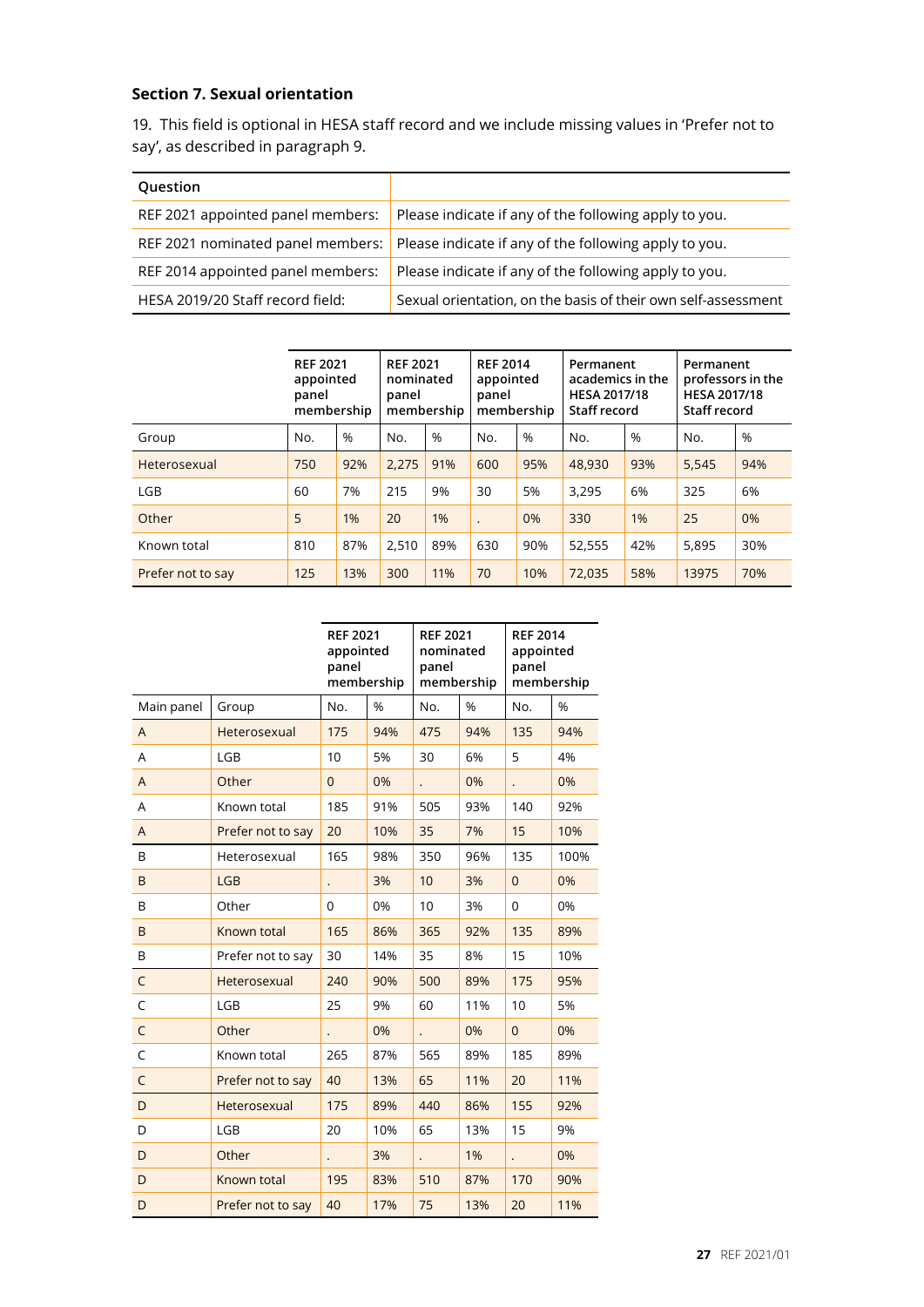### Section 7. Sexual orientation

19. This field is optional in HESA staff record and we include missing values in 'Prefer not to say', as described in paragraph 9.

| Question | |
|---|---|
| REF 2021 appointed panel members: | Please indicate if any of the following apply to you. |
| REF 2021 nominated panel members: | Please indicate if any of the following apply to you. |
| REF 2014 appointed panel members: | Please indicate if any of the following apply to you. |
| HESA 2019/20 Staff record field: | Sexual orientation, on the basis of their own self-assessment |

| | REF 2021 appointed panel membership | | REF 2021 nominated panel membership | | REF 2014 appointed panel membership | | Permanent academics in the HESA 2017/18 Staff record | | Permanent professors in the HESA 2017/18 Staff record | |
|---|---|---|---|---|---|---|---|---|---|---|
| Group | No. | % | No. | % | No. | % | No. | % | No. | % |
| Heterosexual | 750 | 92% | 2,275 | 91% | 600 | 95% | 48,930 | 93% | 5,545 | 94% |
| LGB | 60 | 7% | 215 | 9% | 30 | 5% | 3,295 | 6% | 325 | 6% |
| Other | 5 | 1% | 20 | 1% | . | 0% | 330 | 1% | 25 | 0% |
| Known total | 810 | 87% | 2,510 | 89% | 630 | 90% | 52,555 | 42% | 5,895 | 30% |
| Prefer not to say | 125 | 13% | 300 | 11% | 70 | 10% | 72,035 | 58% | 13975 | 70% |

| | | REF 2021 appointed panel membership | | REF 2021 nominated panel membership | | REF 2014 appointed panel membership | |
|---|---|---|---|---|---|---|---|
| Main panel | Group | No. | % | No. | % | No. | % |
| A | Heterosexual | 175 | 94% | 475 | 94% | 135 | 94% |
| A | LGB | 10 | 5% | 30 | 6% | 5 | 4% |
| A | Other | 0 | 0% | . | 0% | . | 0% |
| A | Known total | 185 | 91% | 505 | 93% | 140 | 92% |
| A | Prefer not to say | 20 | 10% | 35 | 7% | 15 | 10% |
| B | Heterosexual | 165 | 98% | 350 | 96% | 135 | 100% |
| B | LGB | . | 3% | 10 | 3% | 0 | 0% |
| B | Other | 0 | 0% | 10 | 3% | 0 | 0% |
| B | Known total | 165 | 86% | 365 | 92% | 135 | 89% |
| B | Prefer not to say | 30 | 14% | 35 | 8% | 15 | 10% |
| C | Heterosexual | 240 | 90% | 500 | 89% | 175 | 95% |
| C | LGB | 25 | 9% | 60 | 11% | 10 | 5% |
| C | Other | . | 0% | . | 0% | 0 | 0% |
| C | Known total | 265 | 87% | 565 | 89% | 185 | 89% |
| C | Prefer not to say | 40 | 13% | 65 | 11% | 20 | 11% |
| D | Heterosexual | 175 | 89% | 440 | 86% | 155 | 92% |
| D | LGB | 20 | 10% | 65 | 13% | 15 | 9% |
| D | Other | . | 3% | . | 1% | . | 0% |
| D | Known total | 195 | 83% | 510 | 87% | 170 | 90% |
| D | Prefer not to say | 40 | 17% | 75 | 13% | 20 | 11% |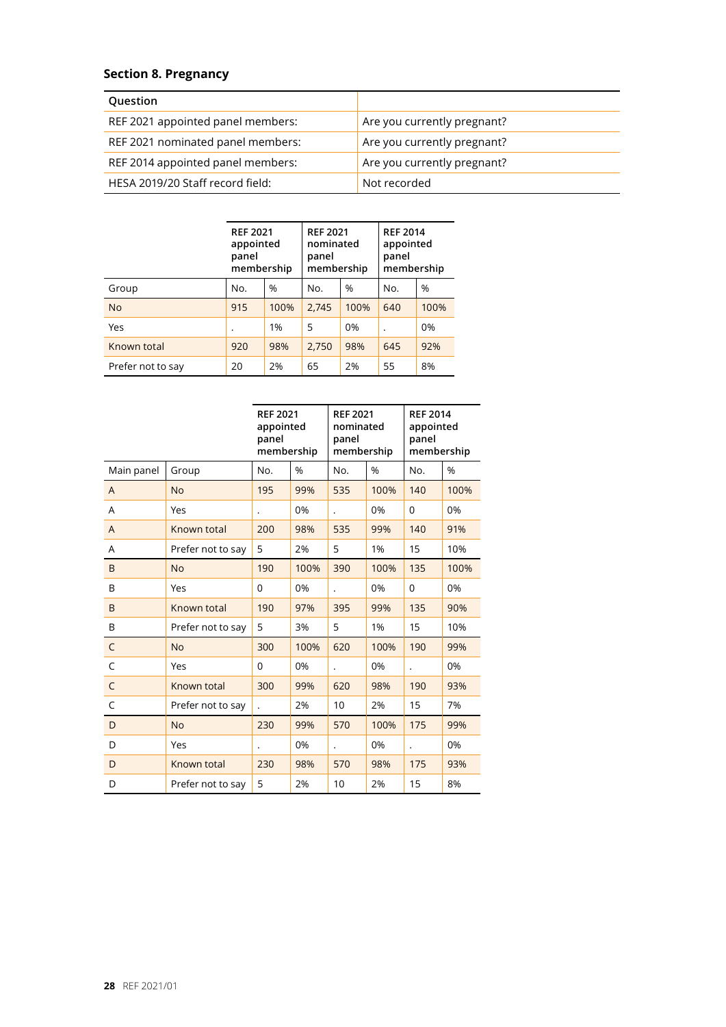### Section 8. Pregnancy

| Question | |
|---|---|
| REF 2021 appointed panel members: | Are you currently pregnant? |
| REF 2021 nominated panel members: | Are you currently pregnant? |
| REF 2014 appointed panel members: | Are you currently pregnant? |
| HESA 2019/20 Staff record field: | Not recorded |

| | REF 2021 appointed panel membership | | REF 2021 nominated panel membership | | REF 2014 appointed panel membership | |
|---|---|---|---|---|---|---|
| Group | No. | % | No. | % | No. | % |
| No | 915 | 100% | 2,745 | 100% | 640 | 100% |
| Yes | . | 1% | 5 | 0% | . | 0% |
| Known total | 920 | 98% | 2,750 | 98% | 645 | 92% |
| Prefer not to say | 20 | 2% | 65 | 2% | 55 | 8% |

| | | REF 2021 appointed panel membership | | REF 2021 nominated panel membership | | REF 2014 appointed panel membership | |
|---|---|---|---|---|---|---|---|
| Main panel | Group | No. | % | No. | % | No. | % |
| A | No | 195 | 99% | 535 | 100% | 140 | 100% |
| A | Yes | . | 0% | . | 0% | 0 | 0% |
| A | Known total | 200 | 98% | 535 | 99% | 140 | 91% |
| A | Prefer not to say | 5 | 2% | 5 | 1% | 15 | 10% |
| B | No | 190 | 100% | 390 | 100% | 135 | 100% |
| B | Yes | 0 | 0% | . | 0% | 0 | 0% |
| B | Known total | 190 | 97% | 395 | 99% | 135 | 90% |
| B | Prefer not to say | 5 | 3% | 5 | 1% | 15 | 10% |
| C | No | 300 | 100% | 620 | 100% | 190 | 99% |
| C | Yes | 0 | 0% | . | 0% | . | 0% |
| C | Known total | 300 | 99% | 620 | 98% | 190 | 93% |
| C | Prefer not to say | . | 2% | 10 | 2% | 15 | 7% |
| D | No | 230 | 99% | 570 | 100% | 175 | 99% |
| D | Yes | . | 0% | . | 0% | . | 0% |
| D | Known total | 230 | 98% | 570 | 98% | 175 | 93% |
| D | Prefer not to say | 5 | 2% | 10 | 2% | 15 | 8% |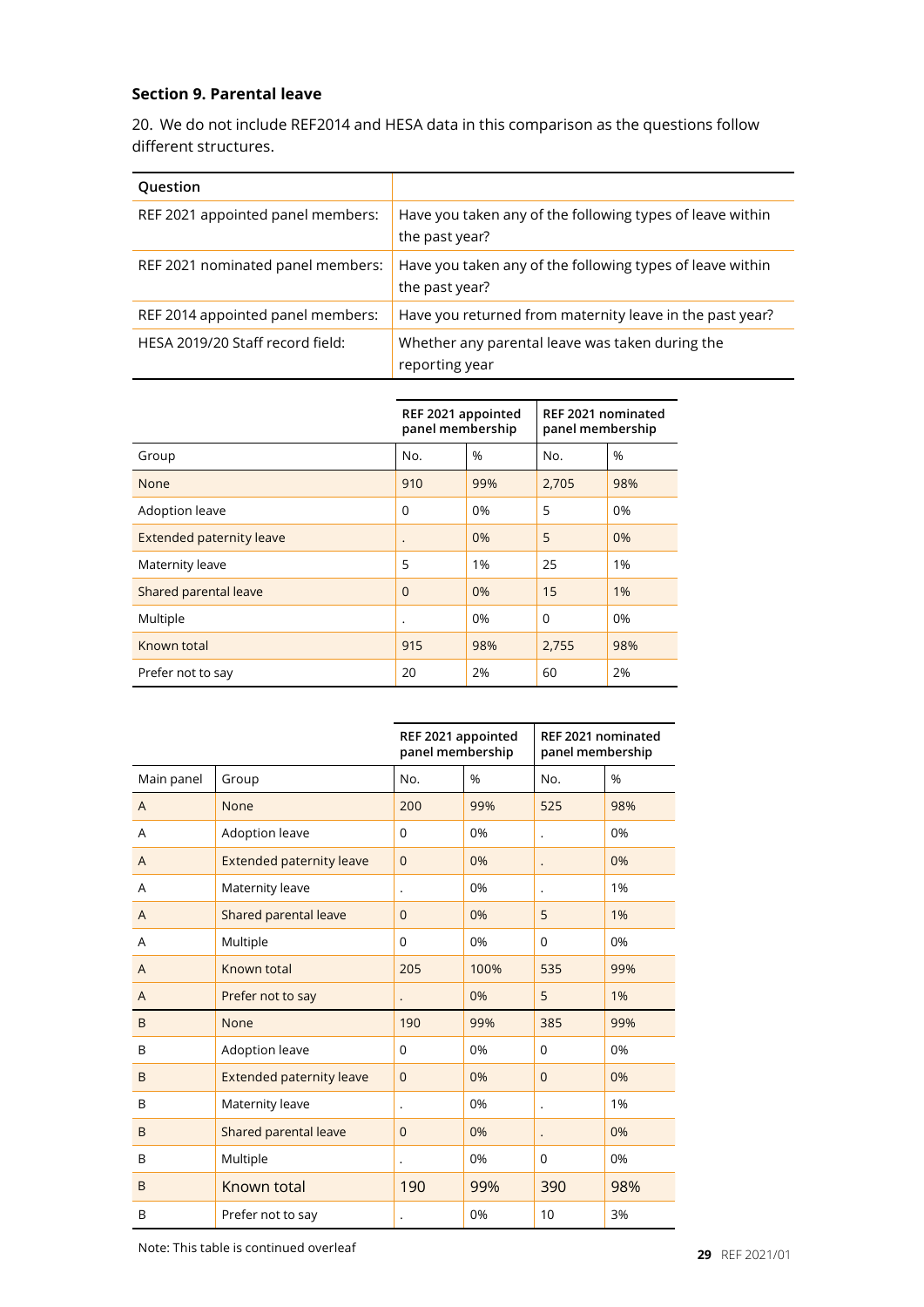### Section 9. Parental leave

20. We do not include REF2014 and HESA data in this comparison as the questions follow different structures.

| Question | |
|---|---|
| REF 2021 appointed panel members: | Have you taken any of the following types of leave within the past year? |
| REF 2021 nominated panel members: | Have you taken any of the following types of leave within the past year? |
| REF 2014 appointed panel members: | Have you returned from maternity leave in the past year? |
| HESA 2019/20 Staff record field: | Whether any parental leave was taken during the reporting year |

| | REF 2021 appointed panel membership | | REF 2021 nominated panel membership | |
|---|---|---|---|---|
| Group | No. | % | No. | % |
| None | 910 | 99% | 2,705 | 98% |
| Adoption leave | 0 | 0% | 5 | 0% |
| Extended paternity leave | . | 0% | 5 | 0% |
| Maternity leave | 5 | 1% | 25 | 1% |
| Shared parental leave | 0 | 0% | 15 | 1% |
| Multiple | . | 0% | 0 | 0% |
| Known total | 915 | 98% | 2,755 | 98% |
| Prefer not to say | 20 | 2% | 60 | 2% |

| | | REF 2021 appointed panel membership | | REF 2021 nominated panel membership | |
|---|---|---|---|---|---|
| Main panel | Group | No. | % | No. | % |
| A | None | 200 | 99% | 525 | 98% |
| A | Adoption leave | 0 | 0% | . | 0% |
| A | Extended paternity leave | 0 | 0% | . | 0% |
| A | Maternity leave | . | 0% | . | 1% |
| A | Shared parental leave | 0 | 0% | 5 | 1% |
| A | Multiple | 0 | 0% | 0 | 0% |
| A | Known total | 205 | 100% | 535 | 99% |
| A | Prefer not to say | . | 0% | 5 | 1% |
| B | None | 190 | 99% | 385 | 99% |
| B | Adoption leave | 0 | 0% | 0 | 0% |
| B | Extended paternity leave | 0 | 0% | 0 | 0% |
| B | Maternity leave | . | 0% | . | 1% |
| B | Shared parental leave | 0 | 0% | . | 0% |
| B | Multiple | . | 0% | 0 | 0% |
| B | Known total | 190 | 99% | 390 | 98% |
| B | Prefer not to say | . | 0% | 10 | 3% |

Note: This table is continued overleaf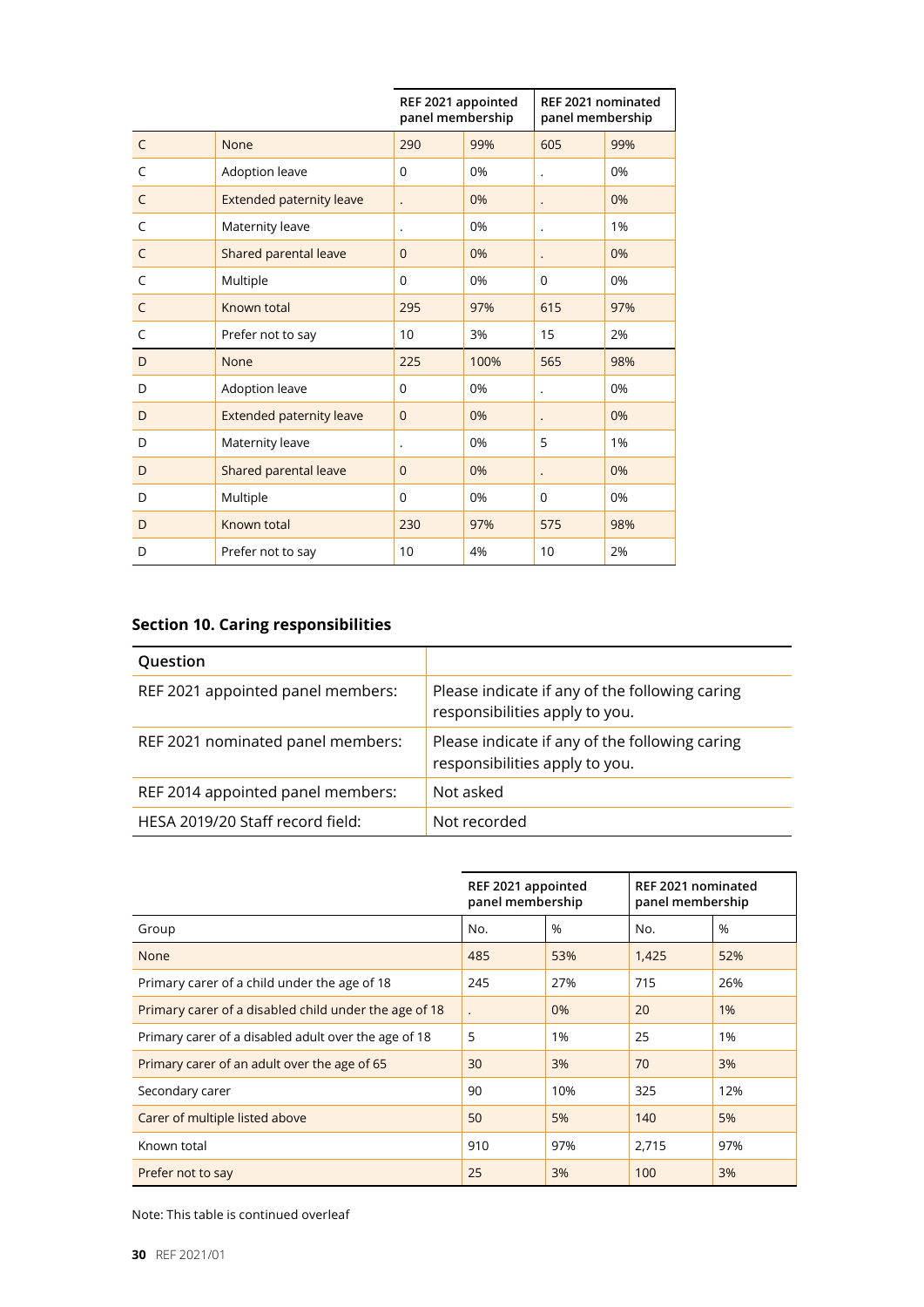| | | REF 2021 appointed panel membership | | REF 2021 nominated panel membership | |
|---|---|---|---|---|---|
| C | None | 290 | 99% | 605 | 99% |
| C | Adoption leave | 0 | 0% | . | 0% |
| C | Extended paternity leave | . | 0% | . | 0% |
| C | Maternity leave | . | 0% | . | 1% |
| C | Shared parental leave | 0 | 0% | . | 0% |
| C | Multiple | 0 | 0% | 0 | 0% |
| C | Known total | 295 | 97% | 615 | 97% |
| C | Prefer not to say | 10 | 3% | 15 | 2% |
| D | None | 225 | 100% | 565 | 98% |
| D | Adoption leave | 0 | 0% | . | 0% |
| D | Extended paternity leave | 0 | 0% | . | 0% |
| D | Maternity leave | . | 0% | 5 | 1% |
| D | Shared parental leave | 0 | 0% | . | 0% |
| D | Multiple | 0 | 0% | 0 | 0% |
| D | Known total | 230 | 97% | 575 | 98% |
| D | Prefer not to say | 10 | 4% | 10 | 2% |

### Section 10. Caring responsibilities

| Question | |
|---|---|
| REF 2021 appointed panel members: | Please indicate if any of the following caring responsibilities apply to you. |
| REF 2021 nominated panel members: | Please indicate if any of the following caring responsibilities apply to you. |
| REF 2014 appointed panel members: | Not asked |
| HESA 2019/20 Staff record field: | Not recorded |

| | REF 2021 appointed panel membership | | REF 2021 nominated panel membership | |
|---|---|---|---|---|
| Group | No. | % | No. | % |
| None | 485 | 53% | 1,425 | 52% |
| Primary carer of a child under the age of 18 | 245 | 27% | 715 | 26% |
| Primary carer of a disabled child under the age of 18 | . | 0% | 20 | 1% |
| Primary carer of a disabled adult over the age of 18 | 5 | 1% | 25 | 1% |
| Primary carer of an adult over the age of 65 | 30 | 3% | 70 | 3% |
| Secondary carer | 90 | 10% | 325 | 12% |
| Carer of multiple listed above | 50 | 5% | 140 | 5% |
| Known total | 910 | 97% | 2,715 | 97% |
| Prefer not to say | 25 | 3% | 100 | 3% |

Note: This table is continued overleaf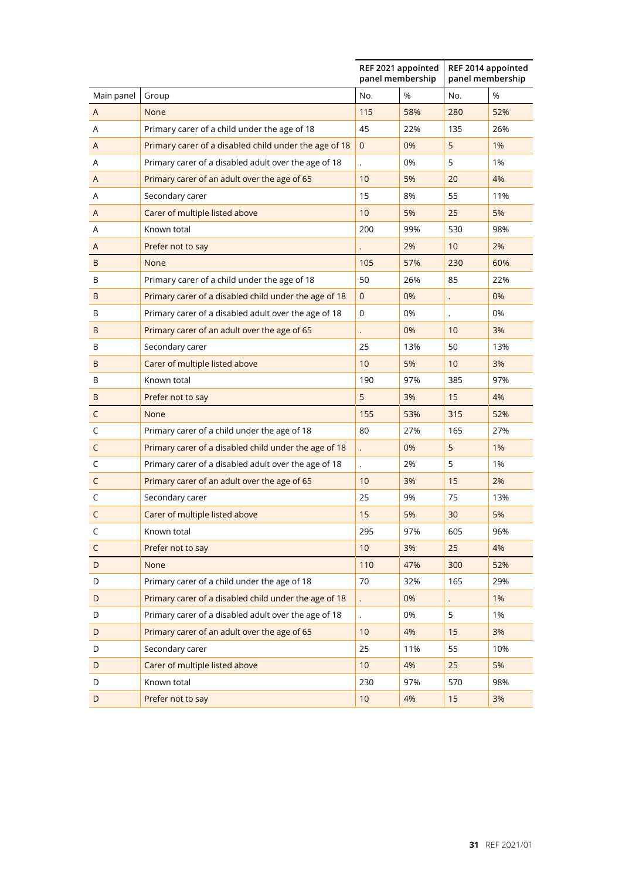| | | REF 2021 appointed panel membership | | REF 2014 appointed panel membership | |
|---|---|---|---|---|---|
| Main panel | Group | No. | % | No. | % |
| A | None | 115 | 58% | 280 | 52% |
| A | Primary carer of a child under the age of 18 | 45 | 22% | 135 | 26% |
| A | Primary carer of a disabled child under the age of 18 | 0 | 0% | 5 | 1% |
| A | Primary carer of a disabled adult over the age of 18 | . | 0% | 5 | 1% |
| A | Primary carer of an adult over the age of 65 | 10 | 5% | 20 | 4% |
| A | Secondary carer | 15 | 8% | 55 | 11% |
| A | Carer of multiple listed above | 10 | 5% | 25 | 5% |
| A | Known total | 200 | 99% | 530 | 98% |
| A | Prefer not to say | . | 2% | 10 | 2% |
| B | None | 105 | 57% | 230 | 60% |
| B | Primary carer of a child under the age of 18 | 50 | 26% | 85 | 22% |
| B | Primary carer of a disabled child under the age of 18 | 0 | 0% | . | 0% |
| B | Primary carer of a disabled adult over the age of 18 | 0 | 0% | . | 0% |
| B | Primary carer of an adult over the age of 65 | . | 0% | 10 | 3% |
| B | Secondary carer | 25 | 13% | 50 | 13% |
| B | Carer of multiple listed above | 10 | 5% | 10 | 3% |
| B | Known total | 190 | 97% | 385 | 97% |
| B | Prefer not to say | 5 | 3% | 15 | 4% |
| C | None | 155 | 53% | 315 | 52% |
| C | Primary carer of a child under the age of 18 | 80 | 27% | 165 | 27% |
| C | Primary carer of a disabled child under the age of 18 | . | 0% | 5 | 1% |
| C | Primary carer of a disabled adult over the age of 18 | . | 2% | 5 | 1% |
| C | Primary carer of an adult over the age of 65 | 10 | 3% | 15 | 2% |
| C | Secondary carer | 25 | 9% | 75 | 13% |
| C | Carer of multiple listed above | 15 | 5% | 30 | 5% |
| C | Known total | 295 | 97% | 605 | 96% |
| C | Prefer not to say | 10 | 3% | 25 | 4% |
| D | None | 110 | 47% | 300 | 52% |
| D | Primary carer of a child under the age of 18 | 70 | 32% | 165 | 29% |
| D | Primary carer of a disabled child under the age of 18 | . | 0% | . | 1% |
| D | Primary carer of a disabled adult over the age of 18 | . | 0% | 5 | 1% |
| D | Primary carer of an adult over the age of 65 | 10 | 4% | 15 | 3% |
| D | Secondary carer | 25 | 11% | 55 | 10% |
| D | Carer of multiple listed above | 10 | 4% | 25 | 5% |
| D | Known total | 230 | 97% | 570 | 98% |
| D | Prefer not to say | 10 | 4% | 15 | 3% |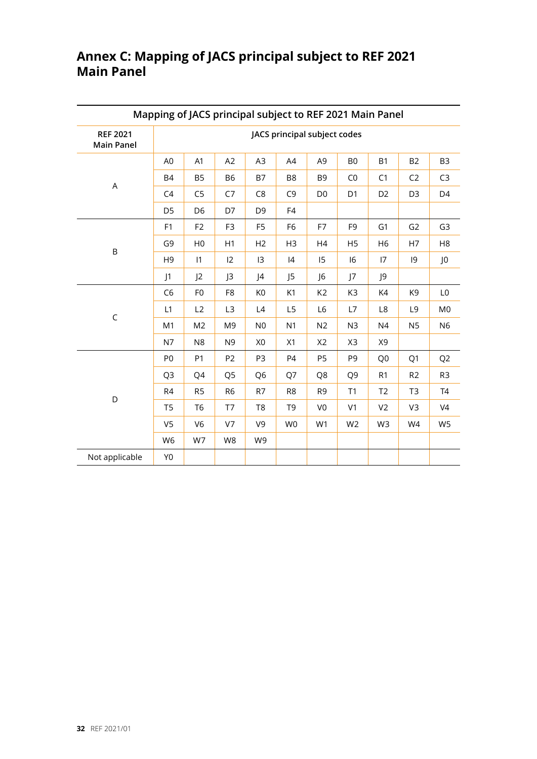# Annex C: Mapping of JACS principal subject to REF 2021 Main Panel

| Mapping of JACS principal subject to REF 2021 Main Panel | | | | | | | | | | |
|---|---|---|---|---|---|---|---|---|---|---|
| **REF 2021 Main Panel** | **JACS principal subject codes** | | | | | | | | | |
| A | A0 | A1 | A2 | A3 | A4 | A9 | B0 | B1 | B2 | B3 |
| | B4 | B5 | B6 | B7 | B8 | B9 | C0 | C1 | C2 | C3 |
| | C4 | C5 | C7 | C8 | C9 | D0 | D1 | D2 | D3 | D4 |
| | D5 | D6 | D7 | D9 | F4 | | | | | |
| B | F1 | F2 | F3 | F5 | F6 | F7 | F9 | G1 | G2 | G3 |
| | G9 | H0 | H1 | H2 | H3 | H4 | H5 | H6 | H7 | H8 |
| | H9 | I1 | I2 | I3 | I4 | I5 | I6 | I7 | I9 | J0 |
| | J1 | J2 | J3 | J4 | J5 | J6 | J7 | J9 | | |
| C | C6 | F0 | F8 | K0 | K1 | K2 | K3 | K4 | K9 | L0 |
| | L1 | L2 | L3 | L4 | L5 | L6 | L7 | L8 | L9 | M0 |
| | M1 | M2 | M9 | N0 | N1 | N2 | N3 | N4 | N5 | N6 |
| | N7 | N8 | N9 | X0 | X1 | X2 | X3 | X9 | | |
| D | P0 | P1 | P2 | P3 | P4 | P5 | P9 | Q0 | Q1 | Q2 |
| | Q3 | Q4 | Q5 | Q6 | Q7 | Q8 | Q9 | R1 | R2 | R3 |
| | R4 | R5 | R6 | R7 | R8 | R9 | T1 | T2 | T3 | T4 |
| | T5 | T6 | T7 | T8 | T9 | V0 | V1 | V2 | V3 | V4 |
| | V5 | V6 | V7 | V9 | W0 | W1 | W2 | W3 | W4 | W5 |
| | W6 | W7 | W8 | W9 | | | | | | |
| Not applicable | Y0 | | | | | | | | | |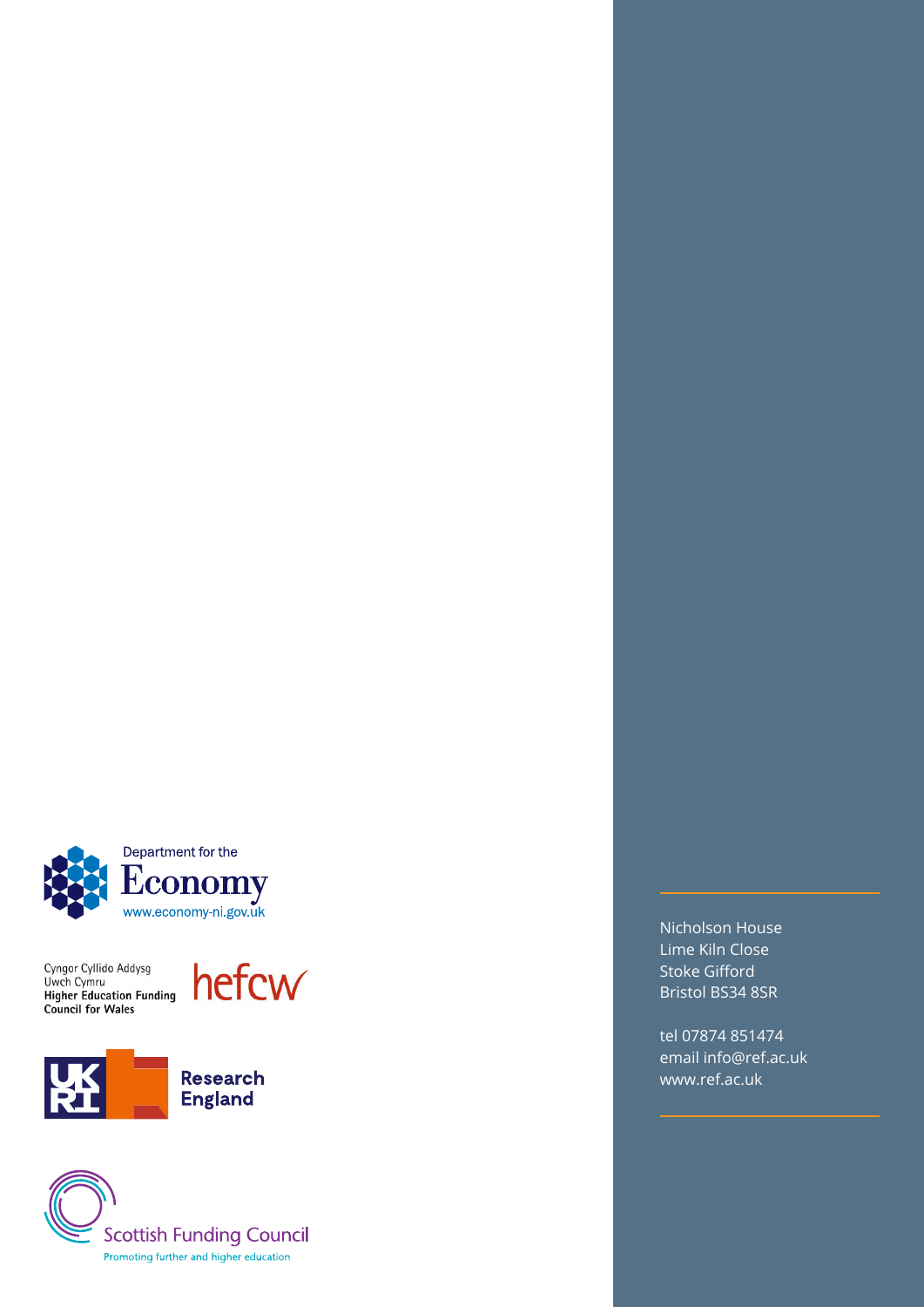Department for the
Economy
www.economy-ni.gov.uk

Cyngor Cyllido Addysg
Uwch Cymru
**Higher Education Funding**
**Council for Wales**

hefcw

**Research**
**England**

Scottish Funding Council
Promoting further and higher education

Nicholson House
Lime Kiln Close
Stoke Gifford
Bristol BS34 8SR

tel 07874 851474
email info@ref.ac.uk
www.ref.ac.uk